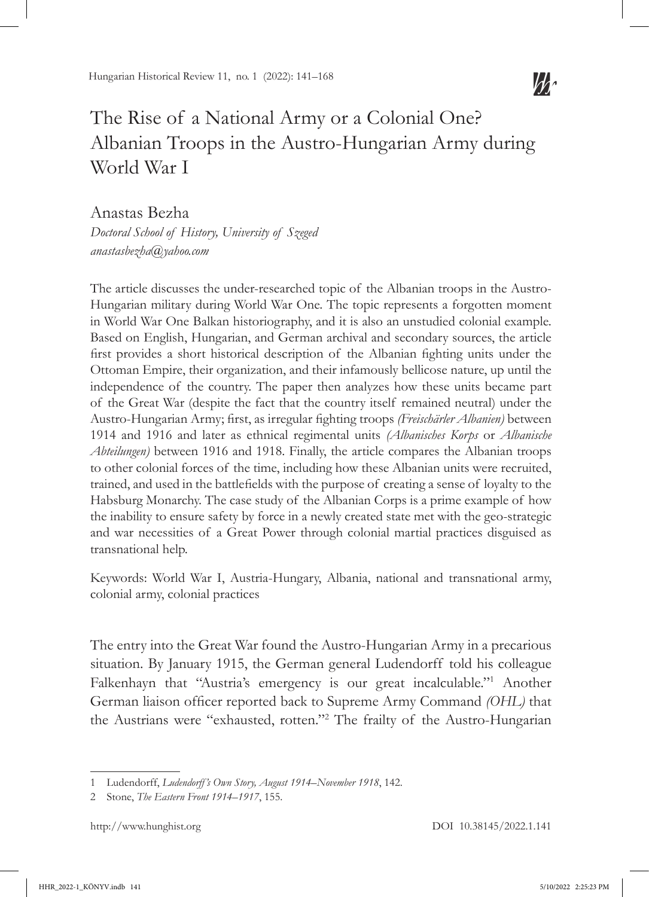# The Rise of a National Army or a Colonial One? Albanian Troops in the Austro-Hungarian Army during World War I

Anastas Bezha

*Doctoral School of History, University of Szeged*

*anastasbezha@yahoo.com*

The article discusses the under-researched topic of the Albanian troops in the Austro-Hungarian military during World War One. The topic represents a forgotten moment in World War One Balkan historiography, and it is also an unstudied colonial example. Based on English, Hungarian, and German archival and secondary sources, the article first provides a short historical description of the Albanian fighting units under the Ottoman Empire, their organization, and their infamously bellicose nature, up until the independence of the country. The paper then analyzes how these units became part of the Great War (despite the fact that the country itself remained neutral) under the Austro-Hungarian Army; first, as irregular fighting troops *(Freischärler Albanien)* between 1914 and 1916 and later as ethnical regimental units *(Albanisches Korps* or *Albanische Abteilungen)* between 1916 and 1918. Finally, the article compares the Albanian troops to other colonial forces of the time, including how these Albanian units were recruited, trained, and used in the battlefields with the purpose of creating a sense of loyalty to the Habsburg Monarchy. The case study of the Albanian Corps is a prime example of how the inability to ensure safety by force in a newly created state met with the geo-strategic and war necessities of a Great Power through colonial martial practices disguised as transnational help.

Keywords: World War I, Austria-Hungary, Albania, national and transnational army, colonial army, colonial practices

The entry into the Great War found the Austro-Hungarian Army in a precarious situation. By January 1915, the German general Ludendorff told his colleague Falkenhayn that "Austria's emergency is our great incalculable."[1] Another German liaison officer reported back to Supreme Army Command *(OHL)* that the Austrians were "exhausted, rotten."[2] The frailty of the Austro-Hungarian

---

1 Ludendorff, *Ludendorff's Own Story, August 1914–November 1918*, 142.

2 Stone, *The Eastern Front 1914–1917*, 155.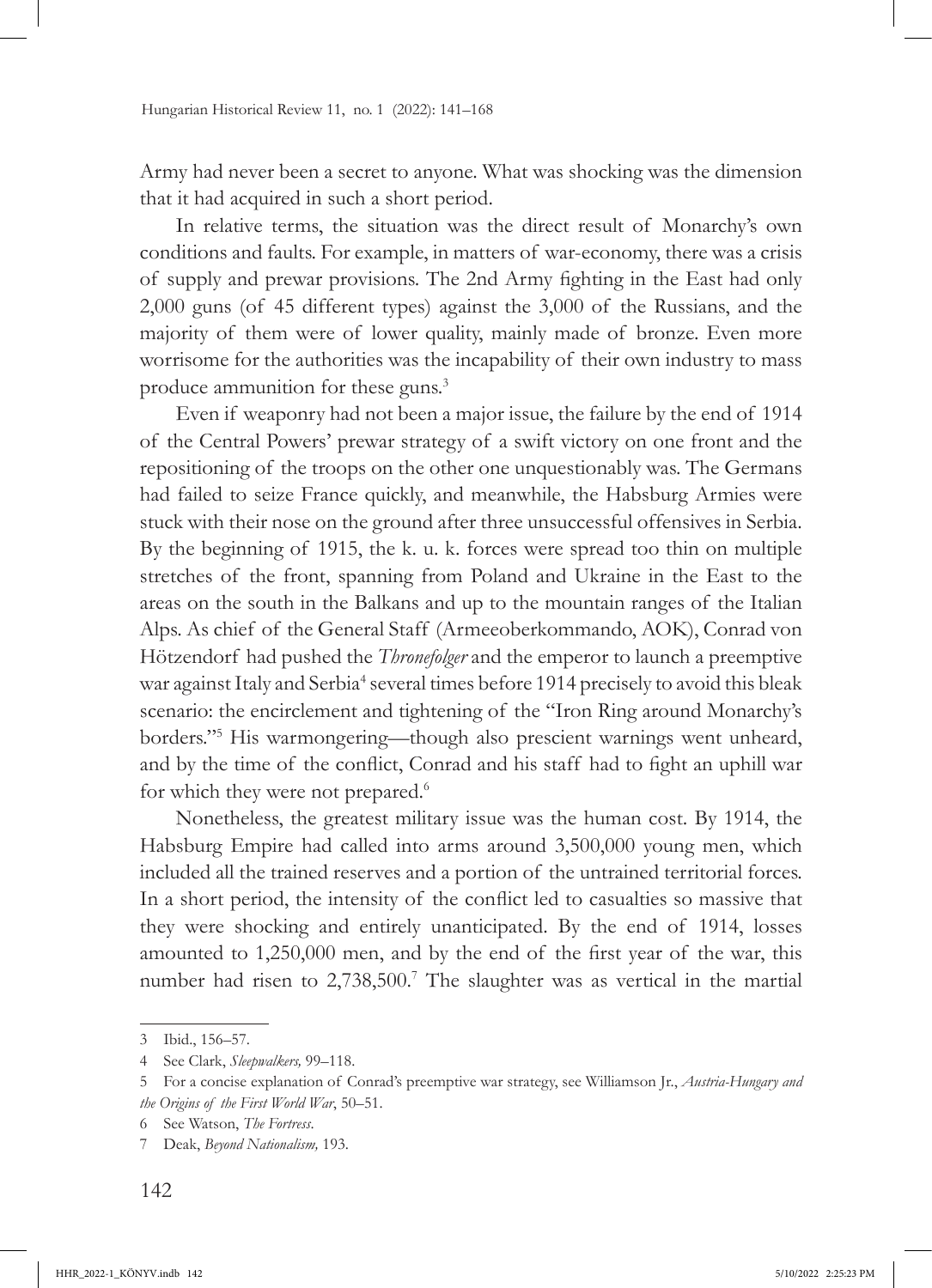Army had never been a secret to anyone. What was shocking was the dimension that it had acquired in such a short period.

In relative terms, the situation was the direct result of Monarchy's own conditions and faults. For example, in matters of war-economy, there was a crisis of supply and prewar provisions. The 2nd Army fighting in the East had only 2,000 guns (of 45 different types) against the 3,000 of the Russians, and the majority of them were of lower quality, mainly made of bronze. Even more worrisome for the authorities was the incapability of their own industry to mass produce ammunition for these guns.[3]

Even if weaponry had not been a major issue, the failure by the end of 1914 of the Central Powers' prewar strategy of a swift victory on one front and the repositioning of the troops on the other one unquestionably was. The Germans had failed to seize France quickly, and meanwhile, the Habsburg Armies were stuck with their nose on the ground after three unsuccessful offensives in Serbia. By the beginning of 1915, the k. u. k. forces were spread too thin on multiple stretches of the front, spanning from Poland and Ukraine in the East to the areas on the south in the Balkans and up to the mountain ranges of the Italian Alps. As chief of the General Staff (Armeeoberkommando, AOK), Conrad von Hötzendorf had pushed the *Thronefolger* and the emperor to launch a preemptive war against Italy and Serbia[4] several times before 1914 precisely to avoid this bleak scenario: the encirclement and tightening of the "Iron Ring around Monarchy's borders."[5] His warmongering—though also prescient warnings went unheard, and by the time of the conflict, Conrad and his staff had to fight an uphill war for which they were not prepared.[6]

Nonetheless, the greatest military issue was the human cost. By 1914, the Habsburg Empire had called into arms around 3,500,000 young men, which included all the trained reserves and a portion of the untrained territorial forces. In a short period, the intensity of the conflict led to casualties so massive that they were shocking and entirely unanticipated. By the end of 1914, losses amounted to 1,250,000 men, and by the end of the first year of the war, this number had risen to 2,738,500.[7] The slaughter was as vertical in the martial

---

3 Ibid., 156–57.

4 See Clark, *Sleepwalkers,* 99–118.

5 For a concise explanation of Conrad's preemptive war strategy, see Williamson Jr., *Austria-Hungary and the Origins of the First World War*, 50–51.

6 See Watson, *The Fortress*.

7 Deak, *Beyond Nationalism,* 193.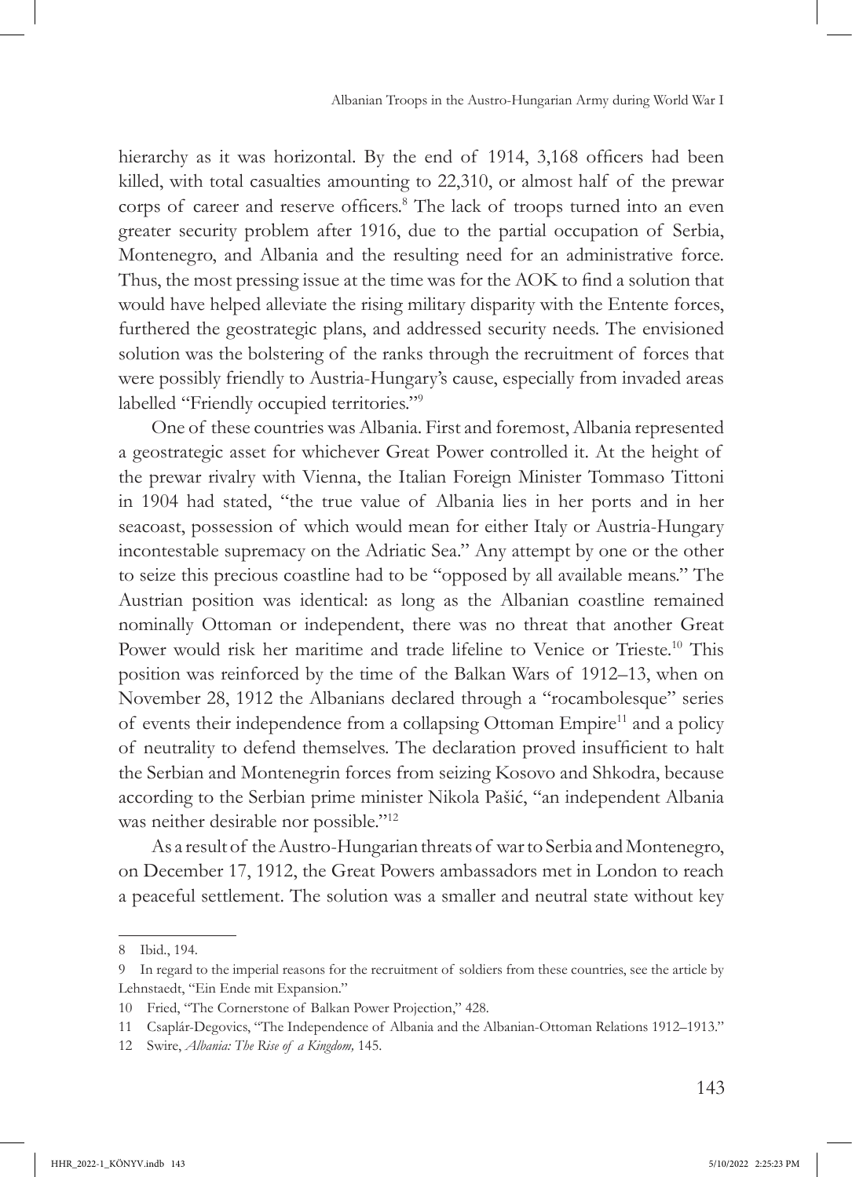hierarchy as it was horizontal. By the end of 1914, 3,168 officers had been killed, with total casualties amounting to 22,310, or almost half of the prewar corps of career and reserve officers.[8] The lack of troops turned into an even greater security problem after 1916, due to the partial occupation of Serbia, Montenegro, and Albania and the resulting need for an administrative force. Thus, the most pressing issue at the time was for the AOK to find a solution that would have helped alleviate the rising military disparity with the Entente forces, furthered the geostrategic plans, and addressed security needs. The envisioned solution was the bolstering of the ranks through the recruitment of forces that were possibly friendly to Austria-Hungary's cause, especially from invaded areas labelled "Friendly occupied territories."[9]

One of these countries was Albania. First and foremost, Albania represented a geostrategic asset for whichever Great Power controlled it. At the height of the prewar rivalry with Vienna, the Italian Foreign Minister Tommaso Tittoni in 1904 had stated, "the true value of Albania lies in her ports and in her seacoast, possession of which would mean for either Italy or Austria-Hungary incontestable supremacy on the Adriatic Sea." Any attempt by one or the other to seize this precious coastline had to be "opposed by all available means." The Austrian position was identical: as long as the Albanian coastline remained nominally Ottoman or independent, there was no threat that another Great Power would risk her maritime and trade lifeline to Venice or Trieste.[10] This position was reinforced by the time of the Balkan Wars of 1912–13, when on November 28, 1912 the Albanians declared through a "rocambolesque" series of events their independence from a collapsing Ottoman Empire[11] and a policy of neutrality to defend themselves. The declaration proved insufficient to halt the Serbian and Montenegrin forces from seizing Kosovo and Shkodra, because according to the Serbian prime minister Nikola Pašić, "an independent Albania was neither desirable nor possible."[12]

As a result of the Austro-Hungarian threats of war to Serbia and Montenegro, on December 17, 1912, the Great Powers ambassadors met in London to reach a peaceful settlement. The solution was a smaller and neutral state without key

---

8 Ibid., 194.

9 In regard to the imperial reasons for the recruitment of soldiers from these countries, see the article by Lehnstaedt, "Ein Ende mit Expansion."

10 Fried, "The Cornerstone of Balkan Power Projection," 428.

11 Csaplár-Degovics, "The Independence of Albania and the Albanian-Ottoman Relations 1912–1913."

12 Swire, *Albania: The Rise of a Kingdom,* 145.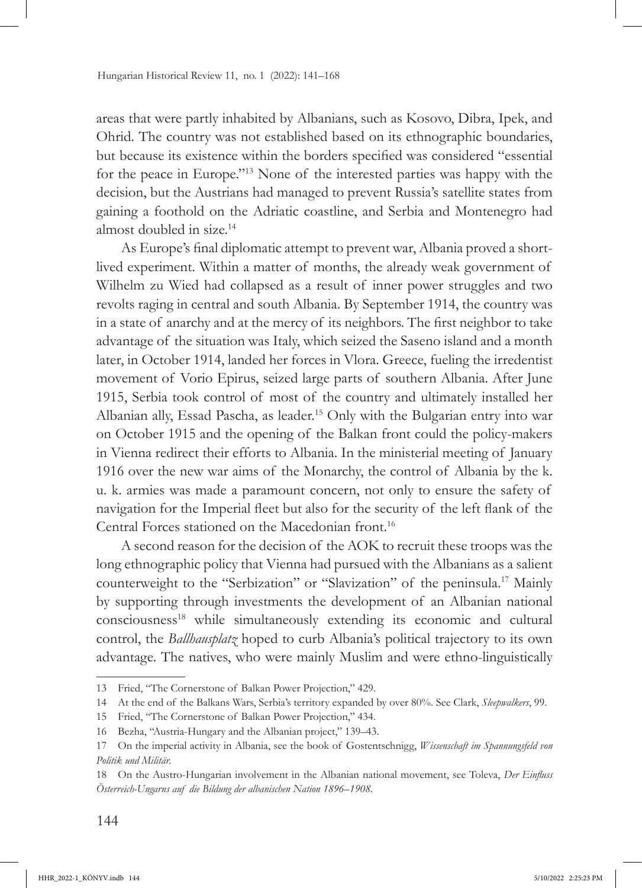areas that were partly inhabited by Albanians, such as Kosovo, Dibra, Ipek, and Ohrid. The country was not established based on its ethnographic boundaries, but because its existence within the borders specified was considered "essential for the peace in Europe."[13] None of the interested parties was happy with the decision, but the Austrians had managed to prevent Russia's satellite states from gaining a foothold on the Adriatic coastline, and Serbia and Montenegro had almost doubled in size.[14]

As Europe's final diplomatic attempt to prevent war, Albania proved a short-lived experiment. Within a matter of months, the already weak government of Wilhelm zu Wied had collapsed as a result of inner power struggles and two revolts raging in central and south Albania. By September 1914, the country was in a state of anarchy and at the mercy of its neighbors. The first neighbor to take advantage of the situation was Italy, which seized the Saseno island and a month later, in October 1914, landed her forces in Vlora. Greece, fueling the irredentist movement of Vorio Epirus, seized large parts of southern Albania. After June 1915, Serbia took control of most of the country and ultimately installed her Albanian ally, Essad Pascha, as leader.[15] Only with the Bulgarian entry into war on October 1915 and the opening of the Balkan front could the policy-makers in Vienna redirect their efforts to Albania. In the ministerial meeting of January 1916 over the new war aims of the Monarchy, the control of Albania by the k. u. k. armies was made a paramount concern, not only to ensure the safety of navigation for the Imperial fleet but also for the security of the left flank of the Central Forces stationed on the Macedonian front.[16]

A second reason for the decision of the AOK to recruit these troops was the long ethnographic policy that Vienna had pursued with the Albanians as a salient counterweight to the "Serbization" or "Slavization" of the peninsula.[17] Mainly by supporting through investments the development of an Albanian national consciousness[18] while simultaneously extending its economic and cultural control, the *Ballhausplatz* hoped to curb Albania's political trajectory to its own advantage. The natives, who were mainly Muslim and were ethno-linguistically

---

13 Fried, "The Cornerstone of Balkan Power Projection," 429.

14 At the end of the Balkans Wars, Serbia's territory expanded by over 80%. See Clark, *Sleepwalkers*, 99.

15 Fried, "The Cornerstone of Balkan Power Projection," 434.

16 Bezha, "Austria-Hungary and the Albanian project," 139–43.

17 On the imperial activity in Albania, see the book of Gostentschnigg, *Wissenschaft im Spannungsfeld von Politik und Militär*.

18 On the Austro-Hungarian involvement in the Albanian national movement, see Toleva, *Der Einfluss Österreich-Ungarns auf die Bildung der albanischen Nation 1896–1908*.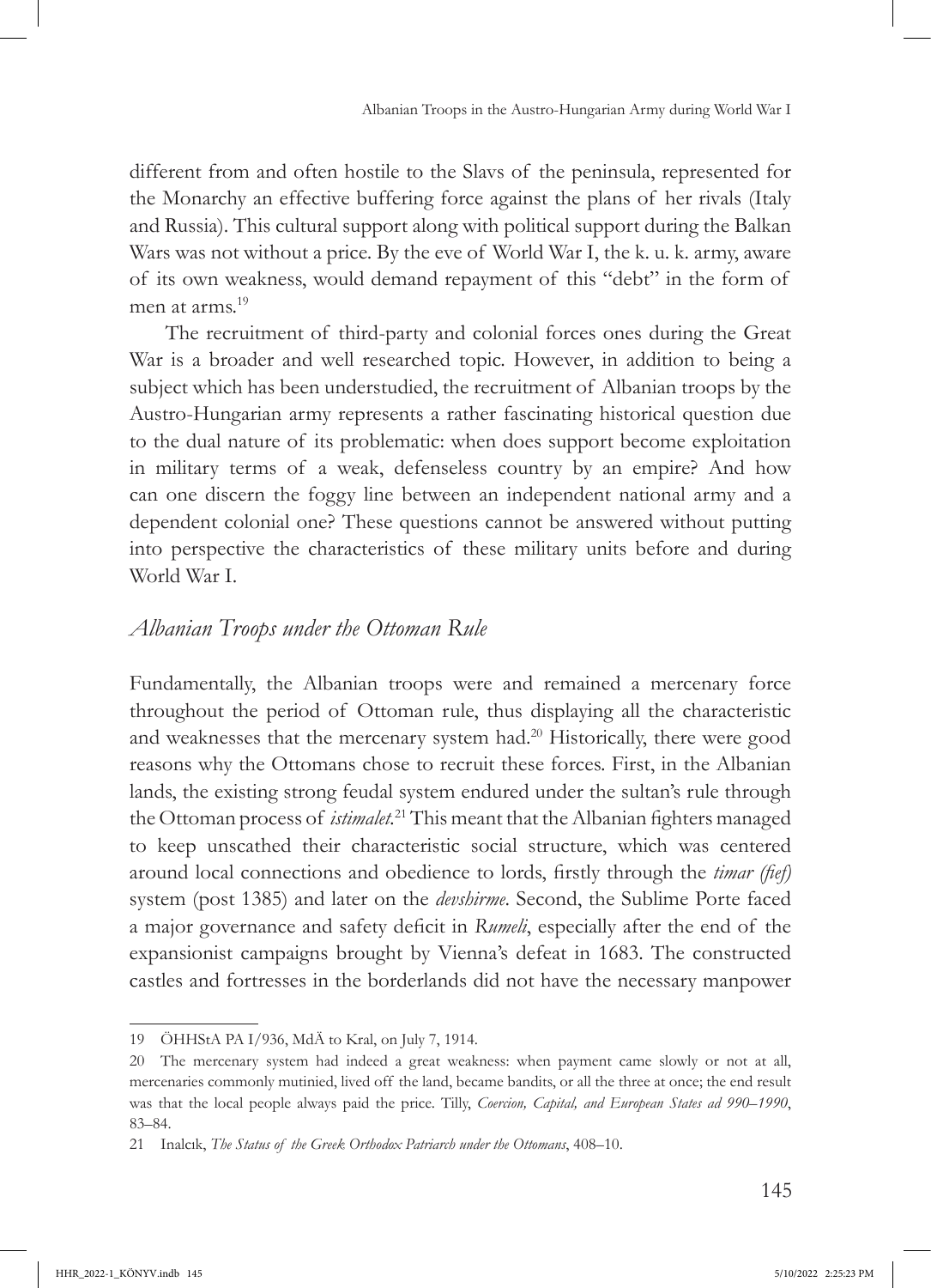different from and often hostile to the Slavs of the peninsula, represented for the Monarchy an effective buffering force against the plans of her rivals (Italy and Russia). This cultural support along with political support during the Balkan Wars was not without a price. By the eve of World War I, the k. u. k. army, aware of its own weakness, would demand repayment of this "debt" in the form of men at arms.[19]

The recruitment of third-party and colonial forces ones during the Great War is a broader and well researched topic. However, in addition to being a subject which has been understudied, the recruitment of Albanian troops by the Austro-Hungarian army represents a rather fascinating historical question due to the dual nature of its problematic: when does support become exploitation in military terms of a weak, defenseless country by an empire? And how can one discern the foggy line between an independent national army and a dependent colonial one? These questions cannot be answered without putting into perspective the characteristics of these military units before and during World War I.

## *Albanian Troops under the Ottoman Rule*

Fundamentally, the Albanian troops were and remained a mercenary force throughout the period of Ottoman rule, thus displaying all the characteristic and weaknesses that the mercenary system had.[20] Historically, there were good reasons why the Ottomans chose to recruit these forces. First, in the Albanian lands, the existing strong feudal system endured under the sultan's rule through the Ottoman process of *istimalet*.[21] This meant that the Albanian fighters managed to keep unscathed their characteristic social structure, which was centered around local connections and obedience to lords, firstly through the *timar (fief)* system (post 1385) and later on the *devshirme*. Second, the Sublime Porte faced a major governance and safety deficit in *Rumeli*, especially after the end of the expansionist campaigns brought by Vienna's defeat in 1683. The constructed castles and fortresses in the borderlands did not have the necessary manpower

---

19 ÖHHStA PA I/936, MdÄ to Kral, on July 7, 1914.

20 The mercenary system had indeed a great weakness: when payment came slowly or not at all, mercenaries commonly mutinied, lived off the land, became bandits, or all the three at once; the end result was that the local people always paid the price. Tilly, *Coercion, Capital, and European States ad 990–1990*, 83–84.

21 Inalcık, *The Status of the Greek Orthodox Patriarch under the Ottomans*, 408–10.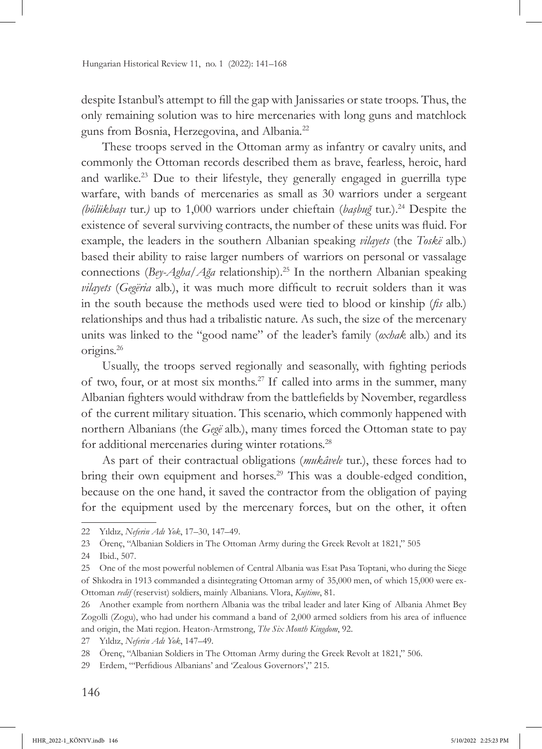despite Istanbul's attempt to fill the gap with Janissaries or state troops. Thus, the only remaining solution was to hire mercenaries with long guns and matchlock guns from Bosnia, Herzegovina, and Albania.[22]

These troops served in the Ottoman army as infantry or cavalry units, and commonly the Ottoman records described them as brave, fearless, heroic, hard and warlike.[23] Due to their lifestyle, they generally engaged in guerrilla type warfare, with bands of mercenaries as small as 30 warriors under a sergeant *(bölükbașı* tur.*)* up to 1,000 warriors under chieftain (*başbuğ* tur.).[24] Despite the existence of several surviving contracts, the number of these units was fluid. For example, the leaders in the southern Albanian speaking *vilayets* (the *Toskë* alb.) based their ability to raise larger numbers of warriors on personal or vassalage connections (*Bey-Agha/Ağa* relationship).[25] In the northern Albanian speaking *vilayets* (*Gegëria* alb.), it was much more difficult to recruit solders than it was in the south because the methods used were tied to blood or kinship (*fis* alb.) relationships and thus had a tribalistic nature. As such, the size of the mercenary units was linked to the "good name" of the leader's family (*oxhak* alb.) and its origins.[26]

Usually, the troops served regionally and seasonally, with fighting periods of two, four, or at most six months.[27] If called into arms in the summer, many Albanian fighters would withdraw from the battlefields by November, regardless of the current military situation. This scenario, which commonly happened with northern Albanians (the *Gegë* alb.), many times forced the Ottoman state to pay for additional mercenaries during winter rotations.[28]

As part of their contractual obligations (*mukâvele* tur.), these forces had to bring their own equipment and horses.[29] This was a double-edged condition, because on the one hand, it saved the contractor from the obligation of paying for the equipment used by the mercenary forces, but on the other, it often

---

22 Yıldız, *Neferin Adı Yok*, 17–30, 147–49.

23 Örenç, "Albanian Soldiers in The Ottoman Army during the Greek Revolt at 1821," 505

24 Ibid., 507.

25 One of the most powerful noblemen of Central Albania was Esat Pasa Toptani, who during the Siege of Shkodra in 1913 commanded a disintegrating Ottoman army of 35,000 men, of which 15,000 were ex-Ottoman *redif* (reservist) soldiers, mainly Albanians. Vlora, *Kujtime*, 81.

26 Another example from northern Albania was the tribal leader and later King of Albania Ahmet Bey Zogolli (Zogu), who had under his command a band of 2,000 armed soldiers from his area of influence and origin, the Mati region. Heaton-Armstrong, *The Six Month Kingdom*, 92.

27 Yıldız, *Neferin Adı Yok*, 147–49.

28 Örenç, "Albanian Soldiers in The Ottoman Army during the Greek Revolt at 1821," 506.

29 Erdem, "'Perfidious Albanians' and 'Zealous Governors'," 215.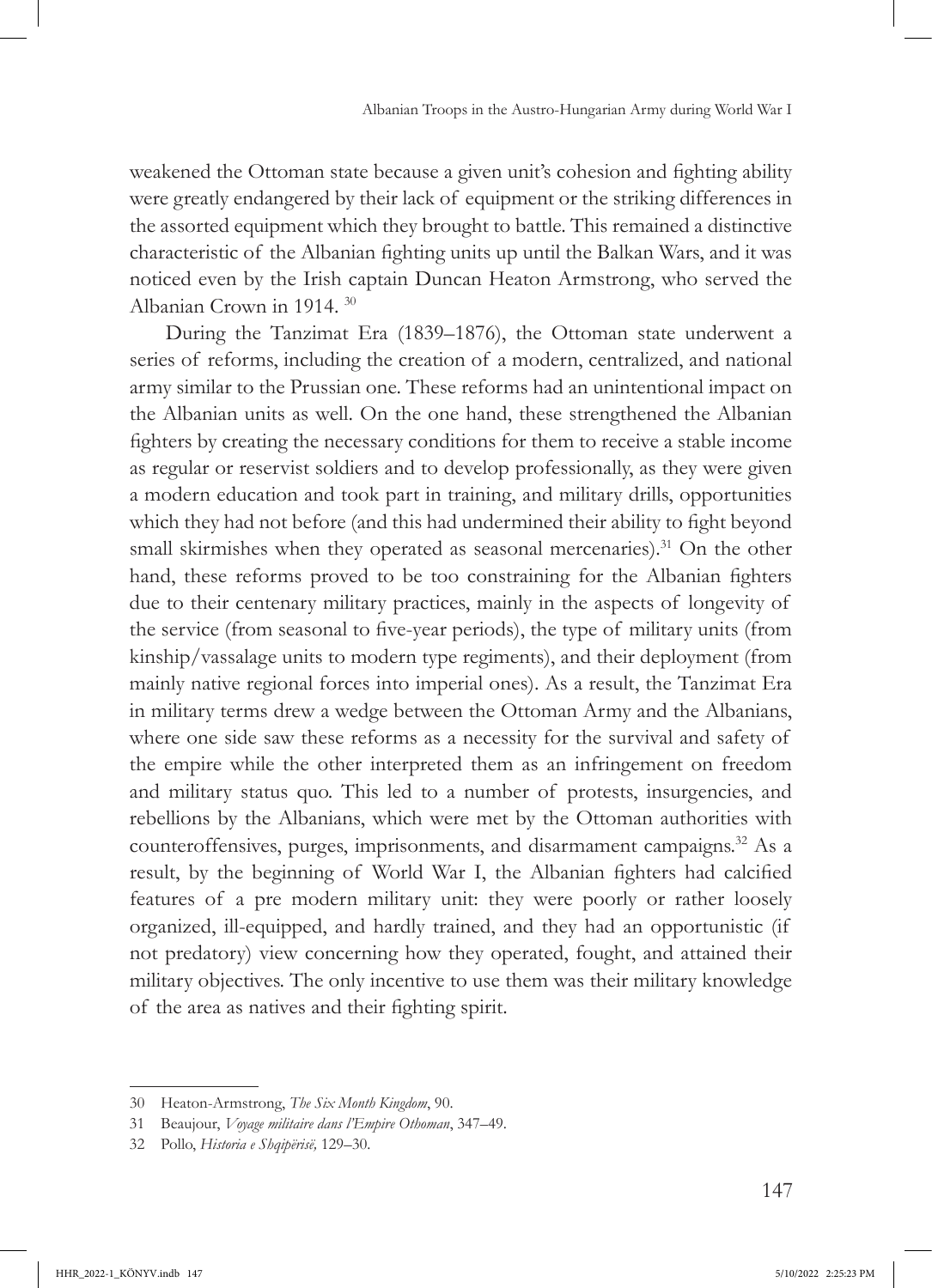weakened the Ottoman state because a given unit's cohesion and fighting ability were greatly endangered by their lack of equipment or the striking differences in the assorted equipment which they brought to battle. This remained a distinctive characteristic of the Albanian fighting units up until the Balkan Wars, and it was noticed even by the Irish captain Duncan Heaton Armstrong, who served the Albanian Crown in 1914. [30]

During the Tanzimat Era (1839–1876), the Ottoman state underwent a series of reforms, including the creation of a modern, centralized, and national army similar to the Prussian one. These reforms had an unintentional impact on the Albanian units as well. On the one hand, these strengthened the Albanian fighters by creating the necessary conditions for them to receive a stable income as regular or reservist soldiers and to develop professionally, as they were given a modern education and took part in training, and military drills, opportunities which they had not before (and this had undermined their ability to fight beyond small skirmishes when they operated as seasonal mercenaries).[31] On the other hand, these reforms proved to be too constraining for the Albanian fighters due to their centenary military practices, mainly in the aspects of longevity of the service (from seasonal to five-year periods), the type of military units (from kinship/vassalage units to modern type regiments), and their deployment (from mainly native regional forces into imperial ones). As a result, the Tanzimat Era in military terms drew a wedge between the Ottoman Army and the Albanians, where one side saw these reforms as a necessity for the survival and safety of the empire while the other interpreted them as an infringement on freedom and military status quo. This led to a number of protests, insurgencies, and rebellions by the Albanians, which were met by the Ottoman authorities with counteroffensives, purges, imprisonments, and disarmament campaigns.[32] As a result, by the beginning of World War I, the Albanian fighters had calcified features of a pre modern military unit: they were poorly or rather loosely organized, ill-equipped, and hardly trained, and they had an opportunistic (if not predatory) view concerning how they operated, fought, and attained their military objectives. The only incentive to use them was their military knowledge of the area as natives and their fighting spirit.

---

30 Heaton-Armstrong, *The Six Month Kingdom*, 90.

31 Beaujour, *Voyage militaire dans l'Empire Othoman*, 347–49.

32 Pollo, *Historia e Shqipërisë,* 129–30.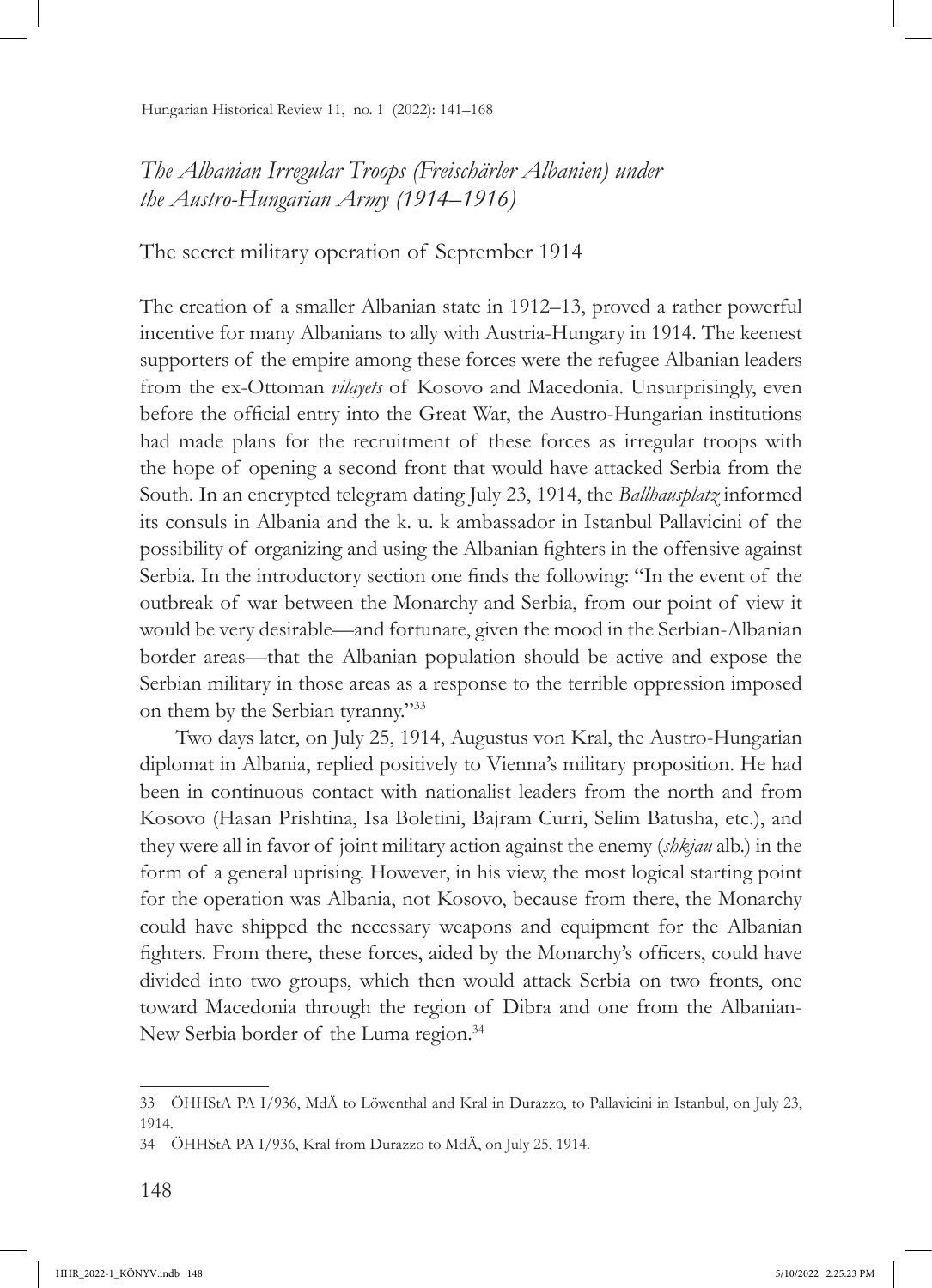## The secret military operation of September 1914

The creation of a smaller Albanian state in 1912–13, proved a rather powerful incentive for many Albanians to ally with Austria-Hungary in 1914. The keenest supporters of the empire among these forces were the refugee Albanian leaders from the ex-Ottoman *vilayets* of Kosovo and Macedonia. Unsurprisingly, even before the official entry into the Great War, the Austro-Hungarian institutions had made plans for the recruitment of these forces as irregular troops with the hope of opening a second front that would have attacked Serbia from the South. In an encrypted telegram dating July 23, 1914, the *Ballhausplatz* informed its consuls in Albania and the k. u. k ambassador in Istanbul Pallavicini of the possibility of organizing and using the Albanian fighters in the offensive against Serbia. In the introductory section one finds the following: "In the event of the outbreak of war between the Monarchy and Serbia, from our point of view it would be very desirable—and fortunate, given the mood in the Serbian-Albanian border areas—that the Albanian population should be active and expose the Serbian military in those areas as a response to the terrible oppression imposed on them by the Serbian tyranny."[33]

Two days later, on July 25, 1914, Augustus von Kral, the Austro-Hungarian diplomat in Albania, replied positively to Vienna's military proposition. He had been in continuous contact with nationalist leaders from the north and from Kosovo (Hasan Prishtina, Isa Boletini, Bajram Curri, Selim Batusha, etc.), and they were all in favor of joint military action against the enemy (*shkjau* alb.) in the form of a general uprising. However, in his view, the most logical starting point for the operation was Albania, not Kosovo, because from there, the Monarchy could have shipped the necessary weapons and equipment for the Albanian fighters. From there, these forces, aided by the Monarchy's officers, could have divided into two groups, which then would attack Serbia on two fronts, one toward Macedonia through the region of Dibra and one from the Albanian-New Serbia border of the Luma region.[34]

---

33 ÖHHStA PA I/936, MdÄ to Löwenthal and Kral in Durazzo, to Pallavicini in Istanbul, on July 23, 1914.

34 ÖHHStA PA I/936, Kral from Durazzo to MdÄ, on July 25, 1914.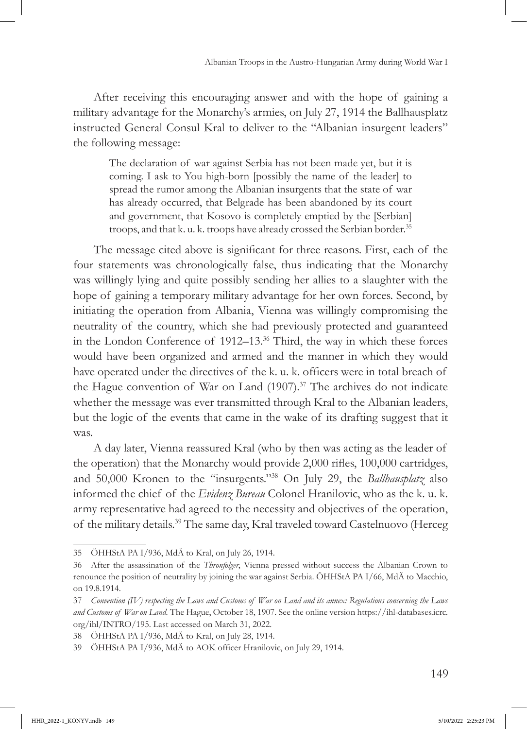After receiving this encouraging answer and with the hope of gaining a military advantage for the Monarchy's armies, on July 27, 1914 the Ballhausplatz instructed General Consul Kral to deliver to the "Albanian insurgent leaders" the following message:

> The declaration of war against Serbia has not been made yet, but it is coming. I ask to You high-born [possibly the name of the leader] to spread the rumor among the Albanian insurgents that the state of war has already occurred, that Belgrade has been abandoned by its court and government, that Kosovo is completely emptied by the [Serbian] troops, and that k. u. k. troops have already crossed the Serbian border.[35]

The message cited above is significant for three reasons. First, each of the four statements was chronologically false, thus indicating that the Monarchy was willingly lying and quite possibly sending her allies to a slaughter with the hope of gaining a temporary military advantage for her own forces. Second, by initiating the operation from Albania, Vienna was willingly compromising the neutrality of the country, which she had previously protected and guaranteed in the London Conference of 1912–13.[36] Third, the way in which these forces would have been organized and armed and the manner in which they would have operated under the directives of the k. u. k. officers were in total breach of the Hague convention of War on Land (1907).[37] The archives do not indicate whether the message was ever transmitted through Kral to the Albanian leaders, but the logic of the events that came in the wake of its drafting suggest that it was.

A day later, Vienna reassured Kral (who by then was acting as the leader of the operation) that the Monarchy would provide 2,000 rifles, 100,000 cartridges, and 50,000 Kronen to the "insurgents."[38] On July 29, the *Ballhausplatz* also informed the chief of the *Evidenz Bureau* Colonel Hranilovic, who as the k. u. k. army representative had agreed to the necessity and objectives of the operation, of the military details.[39] The same day, Kral traveled toward Castelnuovo (Herceg

---

35 ÖHHStA PA I/936, MdÄ to Kral, on July 26, 1914.

36 After the assassination of the *Thronfolger*, Vienna pressed without success the Albanian Crown to renounce the position of neutrality by joining the war against Serbia. ÖHHStA PA I/66, MdÄ to Macchio, on 19.8.1914.

37 *Convention (IV) respecting the Laws and Customs of War on Land and its annex: Regulations concerning the Laws and Customs of War on Land*. The Hague, October 18, 1907. See the online version https://ihl-databases.icrc.org/ihl/INTRO/195. Last accessed on March 31, 2022.

38 ÖHHStA PA I/936, MdÄ to Kral, on July 28, 1914.

39 ÖHHStA PA I/936, MdÄ to AOK officer Hranilovic, on July 29, 1914.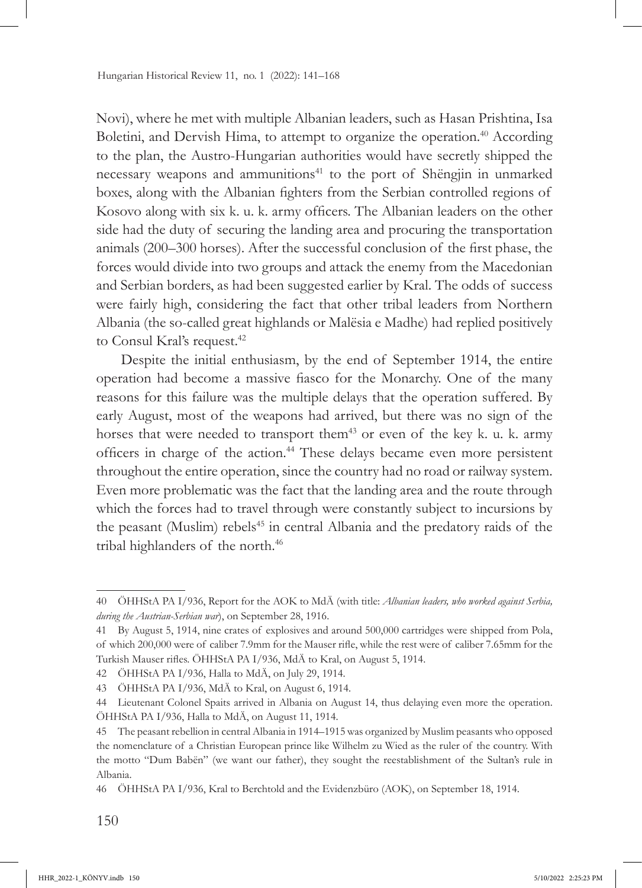Novi), where he met with multiple Albanian leaders, such as Hasan Prishtina, Isa Boletini, and Dervish Hima, to attempt to organize the operation.[40] According to the plan, the Austro-Hungarian authorities would have secretly shipped the necessary weapons and ammunitions[41] to the port of Shëngjin in unmarked boxes, along with the Albanian fighters from the Serbian controlled regions of Kosovo along with six k. u. k. army officers. The Albanian leaders on the other side had the duty of securing the landing area and procuring the transportation animals (200–300 horses). After the successful conclusion of the first phase, the forces would divide into two groups and attack the enemy from the Macedonian and Serbian borders, as had been suggested earlier by Kral. The odds of success were fairly high, considering the fact that other tribal leaders from Northern Albania (the so-called great highlands or Malësia e Madhe) had replied positively to Consul Kral's request.[42]

Despite the initial enthusiasm, by the end of September 1914, the entire operation had become a massive fiasco for the Monarchy. One of the many reasons for this failure was the multiple delays that the operation suffered. By early August, most of the weapons had arrived, but there was no sign of the horses that were needed to transport them[43] or even of the key k. u. k. army officers in charge of the action.[44] These delays became even more persistent throughout the entire operation, since the country had no road or railway system. Even more problematic was the fact that the landing area and the route through which the forces had to travel through were constantly subject to incursions by the peasant (Muslim) rebels[45] in central Albania and the predatory raids of the tribal highlanders of the north.[46]

---

40 ÖHHStA PA I/936, Report for the AOK to MdÄ (with title: *Albanian leaders, who worked against Serbia, during the Austrian-Serbian war*), on September 28, 1916.

41 By August 5, 1914, nine crates of explosives and around 500,000 cartridges were shipped from Pola, of which 200,000 were of caliber 7.9mm for the Mauser rifle, while the rest were of caliber 7.65mm for the Turkish Mauser rifles. ÖHHStA PA I/936, MdÄ to Kral, on August 5, 1914.

42 ÖHHStA PA I/936, Halla to MdÄ, on July 29, 1914.

43 ÖHHStA PA I/936, MdÄ to Kral, on August 6, 1914.

44 Lieutenant Colonel Spaits arrived in Albania on August 14, thus delaying even more the operation. ÖHHStA PA I/936, Halla to MdÄ, on August 11, 1914.

45 The peasant rebellion in central Albania in 1914–1915 was organized by Muslim peasants who opposed the nomenclature of a Christian European prince like Wilhelm zu Wied as the ruler of the country. With the motto "Dum Babën" (we want our father), they sought the reestablishment of the Sultan's rule in Albania.

46 ÖHHStA PA I/936, Kral to Berchtold and the Evidenzbüro (AOK), on September 18, 1914.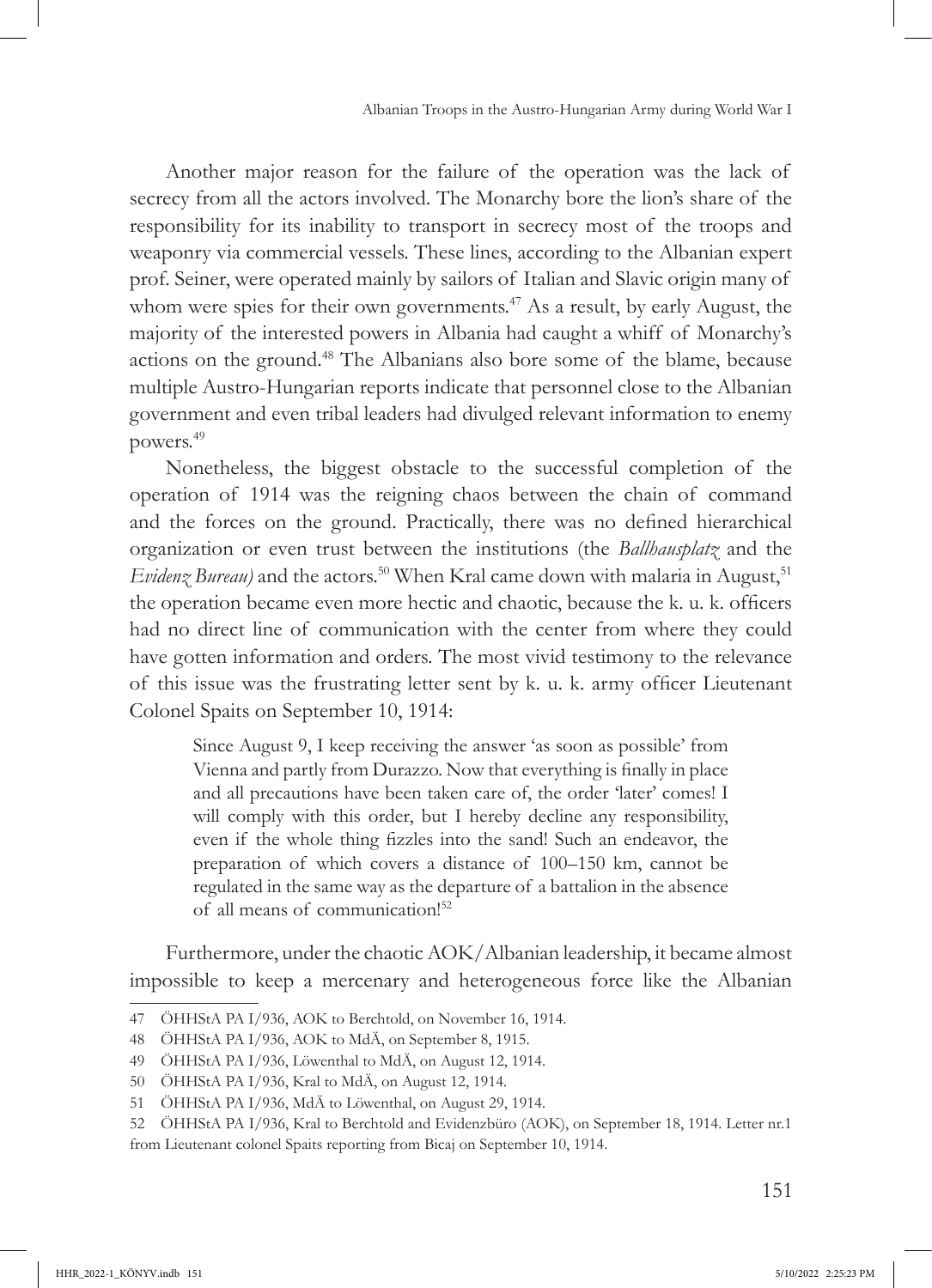Another major reason for the failure of the operation was the lack of secrecy from all the actors involved. The Monarchy bore the lion's share of the responsibility for its inability to transport in secrecy most of the troops and weaponry via commercial vessels. These lines, according to the Albanian expert prof. Seiner, were operated mainly by sailors of Italian and Slavic origin many of whom were spies for their own governments.[47] As a result, by early August, the majority of the interested powers in Albania had caught a whiff of Monarchy's actions on the ground.[48] The Albanians also bore some of the blame, because multiple Austro-Hungarian reports indicate that personnel close to the Albanian government and even tribal leaders had divulged relevant information to enemy powers.[49]

Nonetheless, the biggest obstacle to the successful completion of the operation of 1914 was the reigning chaos between the chain of command and the forces on the ground. Practically, there was no defined hierarchical organization or even trust between the institutions (the *Ballhausplatz* and the *Evidenz Bureau)* and the actors.[50] When Kral came down with malaria in August,[51] the operation became even more hectic and chaotic, because the k. u. k. officers had no direct line of communication with the center from where they could have gotten information and orders. The most vivid testimony to the relevance of this issue was the frustrating letter sent by k. u. k. army officer Lieutenant Colonel Spaits on September 10, 1914:

> Since August 9, I keep receiving the answer 'as soon as possible' from Vienna and partly from Durazzo. Now that everything is finally in place and all precautions have been taken care of, the order 'later' comes! I will comply with this order, but I hereby decline any responsibility, even if the whole thing fizzles into the sand! Such an endeavor, the preparation of which covers a distance of 100–150 km, cannot be regulated in the same way as the departure of a battalion in the absence of all means of communication![52]

Furthermore, under the chaotic AOK/Albanian leadership, it became almost impossible to keep a mercenary and heterogeneous force like the Albanian

---

47 ÖHHStA PA I/936, AOK to Berchtold, on November 16, 1914.

48 ÖHHStA PA I/936, AOK to MdÄ, on September 8, 1915.

49 ÖHHStA PA I/936, Löwenthal to MdÄ, on August 12, 1914.

50 ÖHHStA PA I/936, Kral to MdÄ, on August 12, 1914.

51 ÖHHStA PA I/936, MdÄ to Löwenthal, on August 29, 1914.

52 ÖHHStA PA I/936, Kral to Berchtold and Evidenzbüro (AOK), on September 18, 1914. Letter nr.1 from Lieutenant colonel Spaits reporting from Bicaj on September 10, 1914.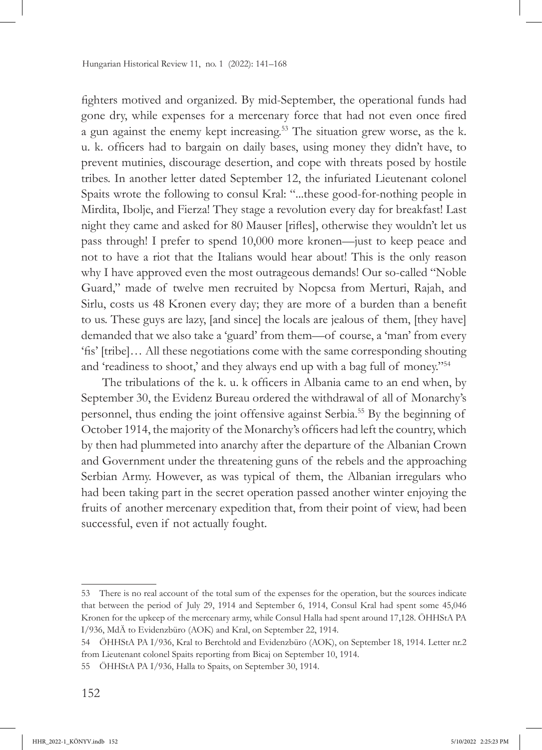fighters motived and organized. By mid-September, the operational funds had gone dry, while expenses for a mercenary force that had not even once fired a gun against the enemy kept increasing.[53] The situation grew worse, as the k. u. k. officers had to bargain on daily bases, using money they didn't have, to prevent mutinies, discourage desertion, and cope with threats posed by hostile tribes. In another letter dated September 12, the infuriated Lieutenant colonel Spaits wrote the following to consul Kral: "...these good-for-nothing people in Mirdita, Ibolje, and Fierza! They stage a revolution every day for breakfast! Last night they came and asked for 80 Mauser [rifles], otherwise they wouldn't let us pass through! I prefer to spend 10,000 more kronen—just to keep peace and not to have a riot that the Italians would hear about! This is the only reason why I have approved even the most outrageous demands! Our so-called "Noble Guard," made of twelve men recruited by Nopcsa from Merturi, Rajah, and Sirlu, costs us 48 Kronen every day; they are more of a burden than a benefit to us. These guys are lazy, [and since] the locals are jealous of them, [they have] demanded that we also take a 'guard' from them—of course, a 'man' from every 'fis' [tribe]… All these negotiations come with the same corresponding shouting and 'readiness to shoot,' and they always end up with a bag full of money."[54]

The tribulations of the k. u. k officers in Albania came to an end when, by September 30, the Evidenz Bureau ordered the withdrawal of all of Monarchy's personnel, thus ending the joint offensive against Serbia.[55] By the beginning of October 1914, the majority of the Monarchy's officers had left the country, which by then had plummeted into anarchy after the departure of the Albanian Crown and Government under the threatening guns of the rebels and the approaching Serbian Army. However, as was typical of them, the Albanian irregulars who had been taking part in the secret operation passed another winter enjoying the fruits of another mercenary expedition that, from their point of view, had been successful, even if not actually fought.

---

53 There is no real account of the total sum of the expenses for the operation, but the sources indicate that between the period of July 29, 1914 and September 6, 1914, Consul Kral had spent some 45,046 Kronen for the upkeep of the mercenary army, while Consul Halla had spent around 17,128. ÖHHStA PA I/936, MdÄ to Evidenzbüro (AOK) and Kral, on September 22, 1914.

54 ÖHHStA PA I/936, Kral to Berchtold and Evidenzbüro (AOK), on September 18, 1914. Letter nr.2 from Lieutenant colonel Spaits reporting from Bicaj on September 10, 1914.

55 ÖHHStA PA I/936, Halla to Spaits, on September 30, 1914.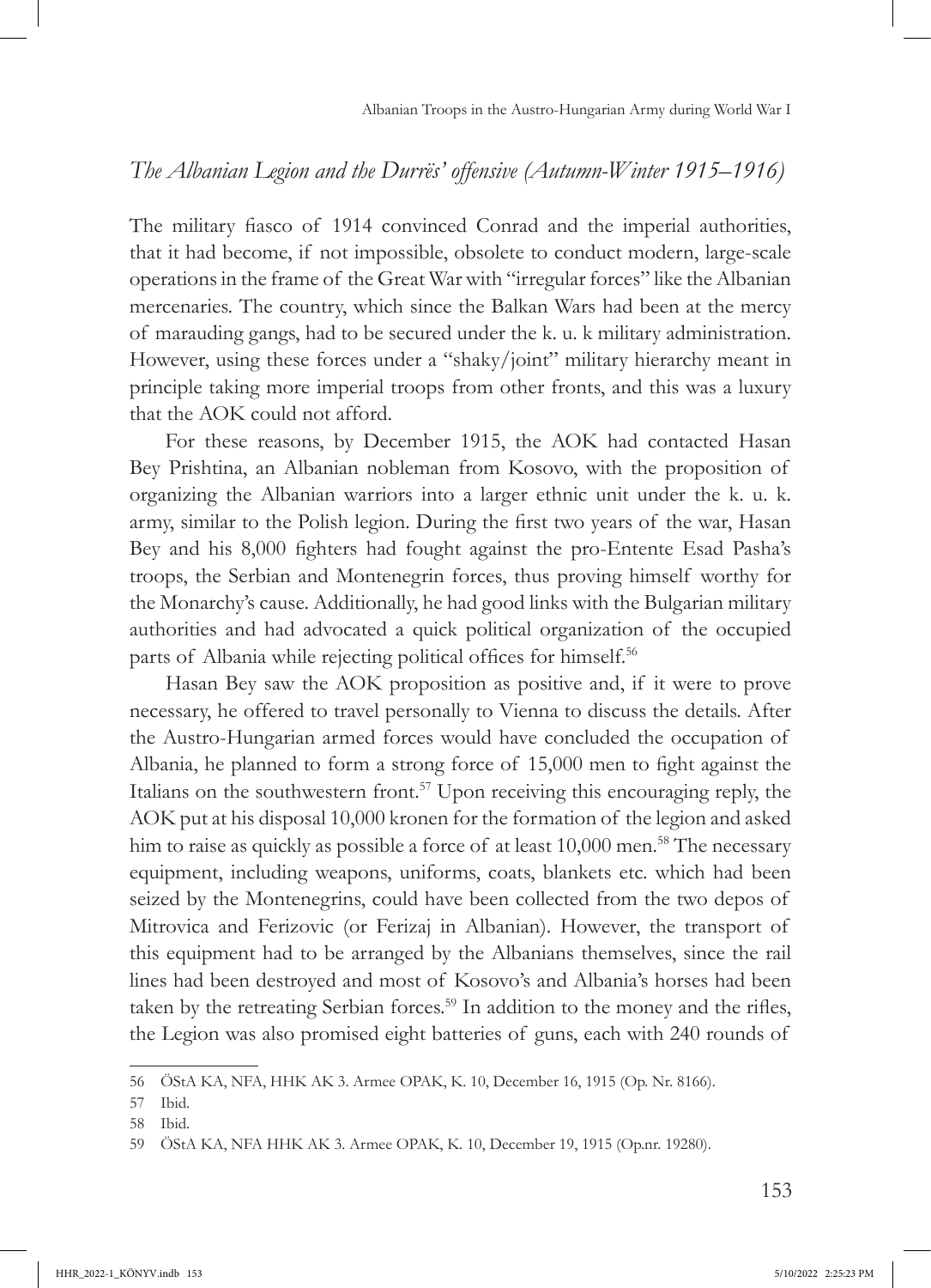## *The Albanian Legion and the Durrës' offensive (Autumn-Winter 1915–1916)*

The military fiasco of 1914 convinced Conrad and the imperial authorities, that it had become, if not impossible, obsolete to conduct modern, large-scale operations in the frame of the Great War with "irregular forces" like the Albanian mercenaries. The country, which since the Balkan Wars had been at the mercy of marauding gangs, had to be secured under the k. u. k military administration. However, using these forces under a "shaky/joint" military hierarchy meant in principle taking more imperial troops from other fronts, and this was a luxury that the AOK could not afford.

For these reasons, by December 1915, the AOK had contacted Hasan Bey Prishtina, an Albanian nobleman from Kosovo, with the proposition of organizing the Albanian warriors into a larger ethnic unit under the k. u. k. army, similar to the Polish legion. During the first two years of the war, Hasan Bey and his 8,000 fighters had fought against the pro-Entente Esad Pasha's troops, the Serbian and Montenegrin forces, thus proving himself worthy for the Monarchy's cause. Additionally, he had good links with the Bulgarian military authorities and had advocated a quick political organization of the occupied parts of Albania while rejecting political offices for himself.[56]

Hasan Bey saw the AOK proposition as positive and, if it were to prove necessary, he offered to travel personally to Vienna to discuss the details. After the Austro-Hungarian armed forces would have concluded the occupation of Albania, he planned to form a strong force of 15,000 men to fight against the Italians on the southwestern front.[57] Upon receiving this encouraging reply, the AOK put at his disposal 10,000 kronen for the formation of the legion and asked him to raise as quickly as possible a force of at least 10,000 men.[58] The necessary equipment, including weapons, uniforms, coats, blankets etc. which had been seized by the Montenegrins, could have been collected from the two depos of Mitrovica and Ferizovic (or Ferizaj in Albanian). However, the transport of this equipment had to be arranged by the Albanians themselves, since the rail lines had been destroyed and most of Kosovo's and Albania's horses had been taken by the retreating Serbian forces.[59] In addition to the money and the rifles, the Legion was also promised eight batteries of guns, each with 240 rounds of

---

56 ÖStA KA, NFA, HHK AK 3. Armee OPAK, K. 10, December 16, 1915 (Op. Nr. 8166).

57 Ibid.

58 Ibid.

59 ÖStA KA, NFA HHK AK 3. Armee OPAK, K. 10, December 19, 1915 (Op.nr. 19280).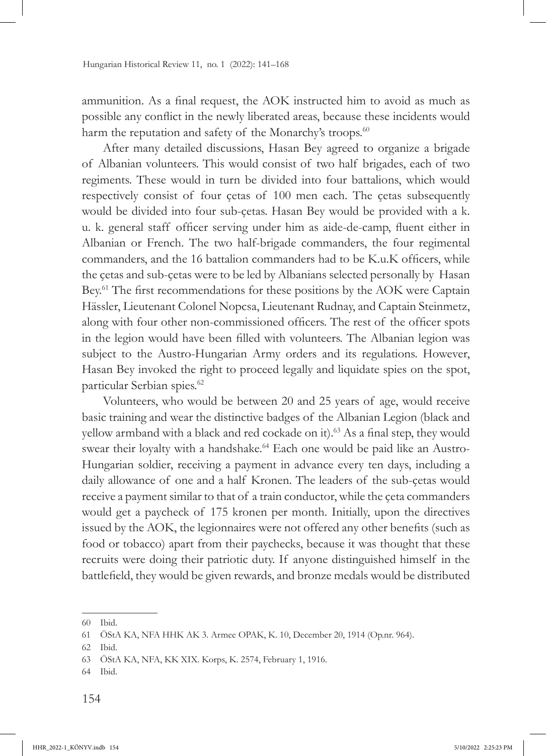ammunition. As a final request, the AOK instructed him to avoid as much as possible any conflict in the newly liberated areas, because these incidents would harm the reputation and safety of the Monarchy's troops.[60]

After many detailed discussions, Hasan Bey agreed to organize a brigade of Albanian volunteers. This would consist of two half brigades, each of two regiments. These would in turn be divided into four battalions, which would respectively consist of four çetas of 100 men each. The çetas subsequently would be divided into four sub-çetas. Hasan Bey would be provided with a k. u. k. general staff officer serving under him as aide-de-camp, fluent either in Albanian or French. The two half-brigade commanders, the four regimental commanders, and the 16 battalion commanders had to be K.u.K officers, while the çetas and sub-çetas were to be led by Albanians selected personally by Hasan Bey.[61] The first recommendations for these positions by the AOK were Captain Hässler, Lieutenant Colonel Nopcsa, Lieutenant Rudnay, and Captain Steinmetz, along with four other non-commissioned officers. The rest of the officer spots in the legion would have been filled with volunteers. The Albanian legion was subject to the Austro-Hungarian Army orders and its regulations. However, Hasan Bey invoked the right to proceed legally and liquidate spies on the spot, particular Serbian spies.[62]

Volunteers, who would be between 20 and 25 years of age, would receive basic training and wear the distinctive badges of the Albanian Legion (black and yellow armband with a black and red cockade on it).[63] As a final step, they would swear their loyalty with a handshake.[64] Each one would be paid like an Austro-Hungarian soldier, receiving a payment in advance every ten days, including a daily allowance of one and a half Kronen. The leaders of the sub-çetas would receive a payment similar to that of a train conductor, while the çeta commanders would get a paycheck of 175 kronen per month. Initially, upon the directives issued by the AOK, the legionnaires were not offered any other benefits (such as food or tobacco) apart from their paychecks, because it was thought that these recruits were doing their patriotic duty. If anyone distinguished himself in the battlefield, they would be given rewards, and bronze medals would be distributed

---

60 Ibid.

61 ÖStA KA, NFA HHK AK 3. Armee OPAK, K. 10, December 20, 1914 (Op.nr. 964).

62 Ibid.

63 ÖStA KA, NFA, KK XIX. Korps, K. 2574, February 1, 1916.

64 Ibid.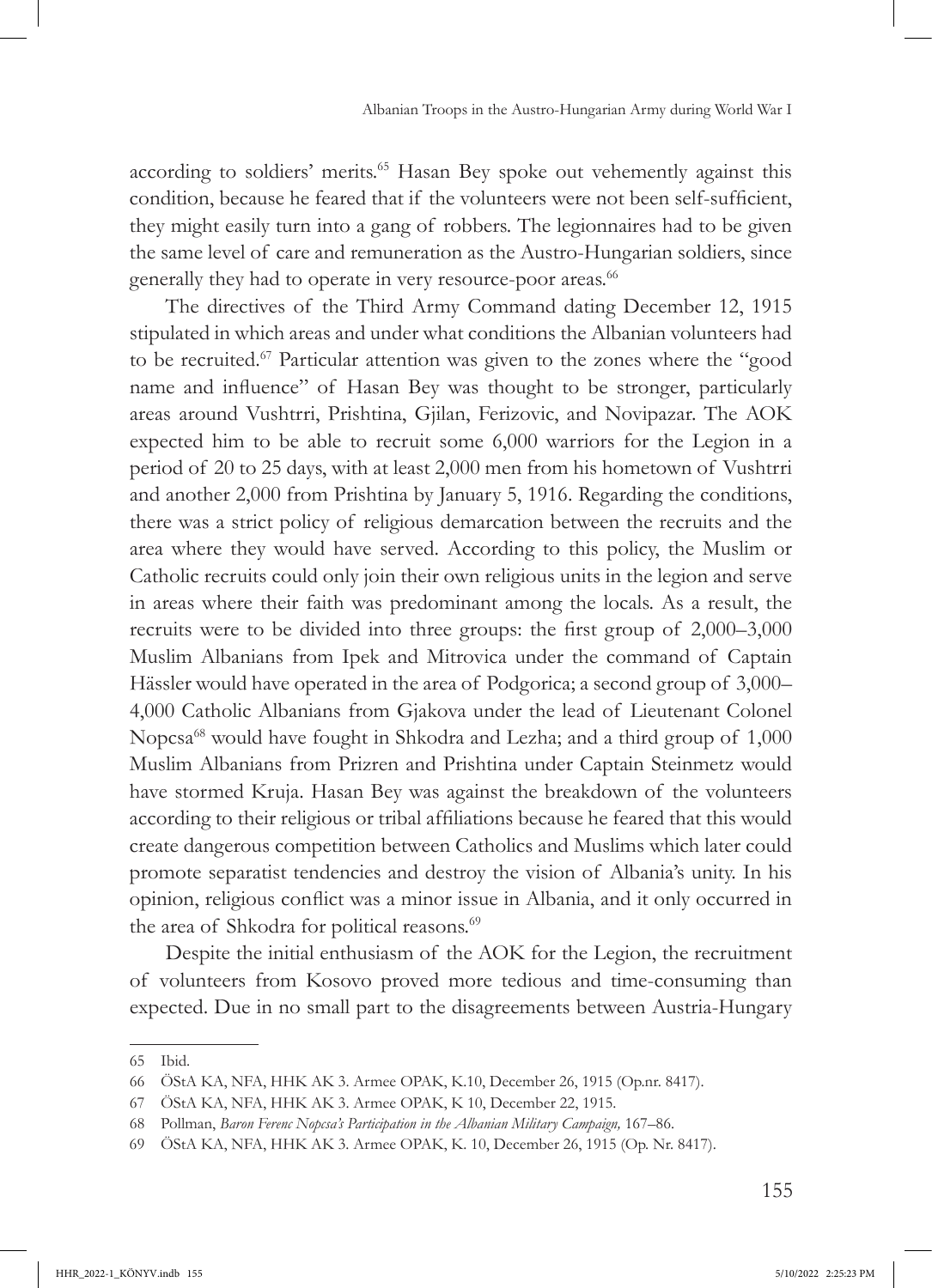according to soldiers' merits.[65] Hasan Bey spoke out vehemently against this condition, because he feared that if the volunteers were not been self-sufficient, they might easily turn into a gang of robbers. The legionnaires had to be given the same level of care and remuneration as the Austro-Hungarian soldiers, since generally they had to operate in very resource-poor areas.[66]

The directives of the Third Army Command dating December 12, 1915 stipulated in which areas and under what conditions the Albanian volunteers had to be recruited.[67] Particular attention was given to the zones where the "good name and influence" of Hasan Bey was thought to be stronger, particularly areas around Vushtrri, Prishtina, Gjilan, Ferizovic, and Novipazar. The AOK expected him to be able to recruit some 6,000 warriors for the Legion in a period of 20 to 25 days, with at least 2,000 men from his hometown of Vushtrri and another 2,000 from Prishtina by January 5, 1916. Regarding the conditions, there was a strict policy of religious demarcation between the recruits and the area where they would have served. According to this policy, the Muslim or Catholic recruits could only join their own religious units in the legion and serve in areas where their faith was predominant among the locals. As a result, the recruits were to be divided into three groups: the first group of 2,000–3,000 Muslim Albanians from Ipek and Mitrovica under the command of Captain Hässler would have operated in the area of Podgorica; a second group of 3,000–4,000 Catholic Albanians from Gjakova under the lead of Lieutenant Colonel Nopcsa[68] would have fought in Shkodra and Lezha; and a third group of 1,000 Muslim Albanians from Prizren and Prishtina under Captain Steinmetz would have stormed Kruja. Hasan Bey was against the breakdown of the volunteers according to their religious or tribal affiliations because he feared that this would create dangerous competition between Catholics and Muslims which later could promote separatist tendencies and destroy the vision of Albania's unity. In his opinion, religious conflict was a minor issue in Albania, and it only occurred in the area of Shkodra for political reasons.[69]

Despite the initial enthusiasm of the AOK for the Legion, the recruitment of volunteers from Kosovo proved more tedious and time-consuming than expected. Due in no small part to the disagreements between Austria-Hungary

---

65 Ibid.

66 ÖStA KA, NFA, HHK AK 3. Armee OPAK, K.10, December 26, 1915 (Op.nr. 8417).

67 ÖStA KA, NFA, HHK AK 3. Armee OPAK, K 10, December 22, 1915.

68 Pollman, *Baron Ferenc Nopcsa's Participation in the Albanian Military Campaign,* 167–86.

69 ÖStA KA, NFA, HHK AK 3. Armee OPAK, K. 10, December 26, 1915 (Op. Nr. 8417).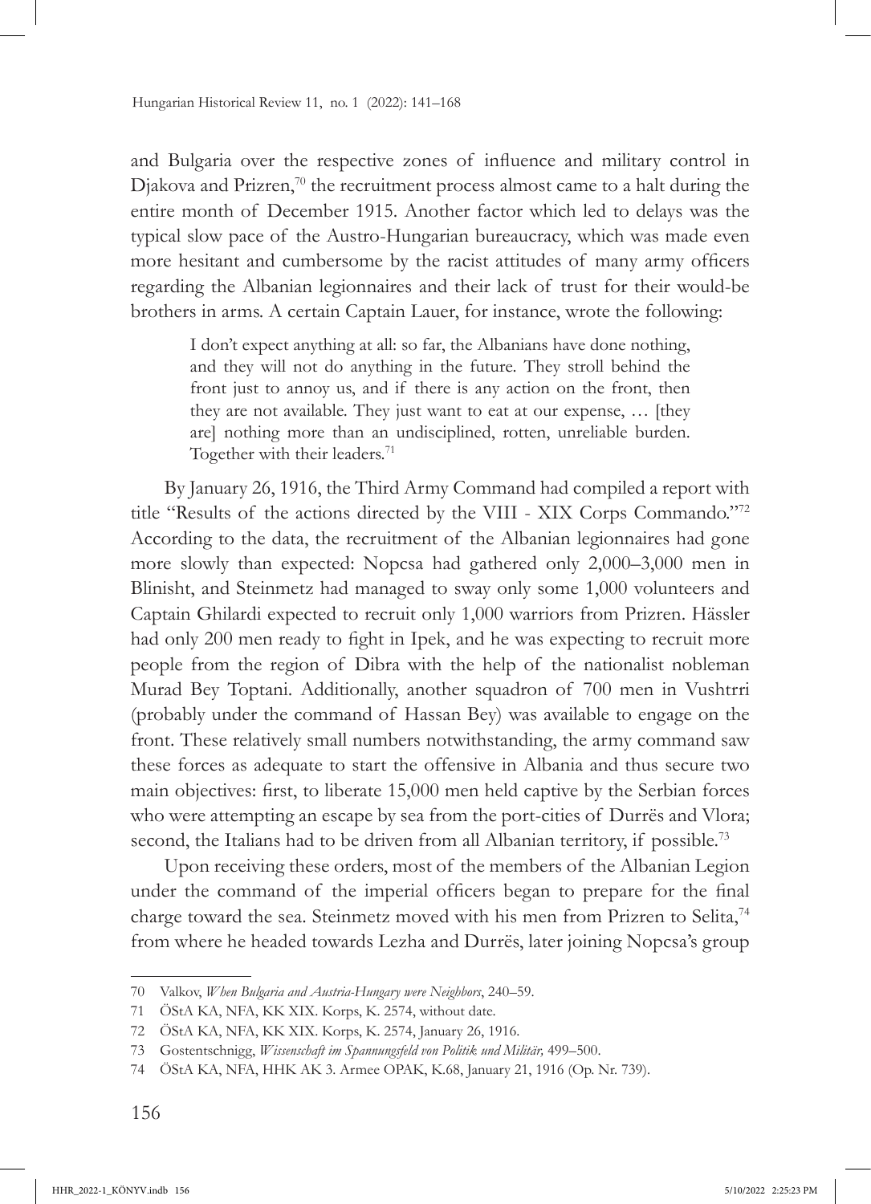and Bulgaria over the respective zones of influence and military control in Djakova and Prizren,[70] the recruitment process almost came to a halt during the entire month of December 1915. Another factor which led to delays was the typical slow pace of the Austro-Hungarian bureaucracy, which was made even more hesitant and cumbersome by the racist attitudes of many army officers regarding the Albanian legionnaires and their lack of trust for their would-be brothers in arms. A certain Captain Lauer, for instance, wrote the following:

> I don't expect anything at all: so far, the Albanians have done nothing, and they will not do anything in the future. They stroll behind the front just to annoy us, and if there is any action on the front, then they are not available. They just want to eat at our expense, … [they are] nothing more than an undisciplined, rotten, unreliable burden. Together with their leaders.[71]

By January 26, 1916, the Third Army Command had compiled a report with title "Results of the actions directed by the VIII - XIX Corps Commando."[72] According to the data, the recruitment of the Albanian legionnaires had gone more slowly than expected: Nopcsa had gathered only 2,000–3,000 men in Blinisht, and Steinmetz had managed to sway only some 1,000 volunteers and Captain Ghilardi expected to recruit only 1,000 warriors from Prizren. Hässler had only 200 men ready to fight in Ipek, and he was expecting to recruit more people from the region of Dibra with the help of the nationalist nobleman Murad Bey Toptani. Additionally, another squadron of 700 men in Vushtrri (probably under the command of Hassan Bey) was available to engage on the front. These relatively small numbers notwithstanding, the army command saw these forces as adequate to start the offensive in Albania and thus secure two main objectives: first, to liberate 15,000 men held captive by the Serbian forces who were attempting an escape by sea from the port-cities of Durrës and Vlora; second, the Italians had to be driven from all Albanian territory, if possible.[73]

Upon receiving these orders, most of the members of the Albanian Legion under the command of the imperial officers began to prepare for the final charge toward the sea. Steinmetz moved with his men from Prizren to Selita,[74] from where he headed towards Lezha and Durrës, later joining Nopcsa's group

---

70 Valkov, *When Bulgaria and Austria-Hungary were Neighbors*, 240–59.

71 ÖStA KA, NFA, KK XIX. Korps, K. 2574, without date.

72 ÖStA KA, NFA, KK XIX. Korps, K. 2574, January 26, 1916.

73 Gostentschnigg, *Wissenschaft im Spannungsfeld von Politik und Militär,* 499–500.

74 ÖStA KA, NFA, HHK AK 3. Armee OPAK, K.68, January 21, 1916 (Op. Nr. 739).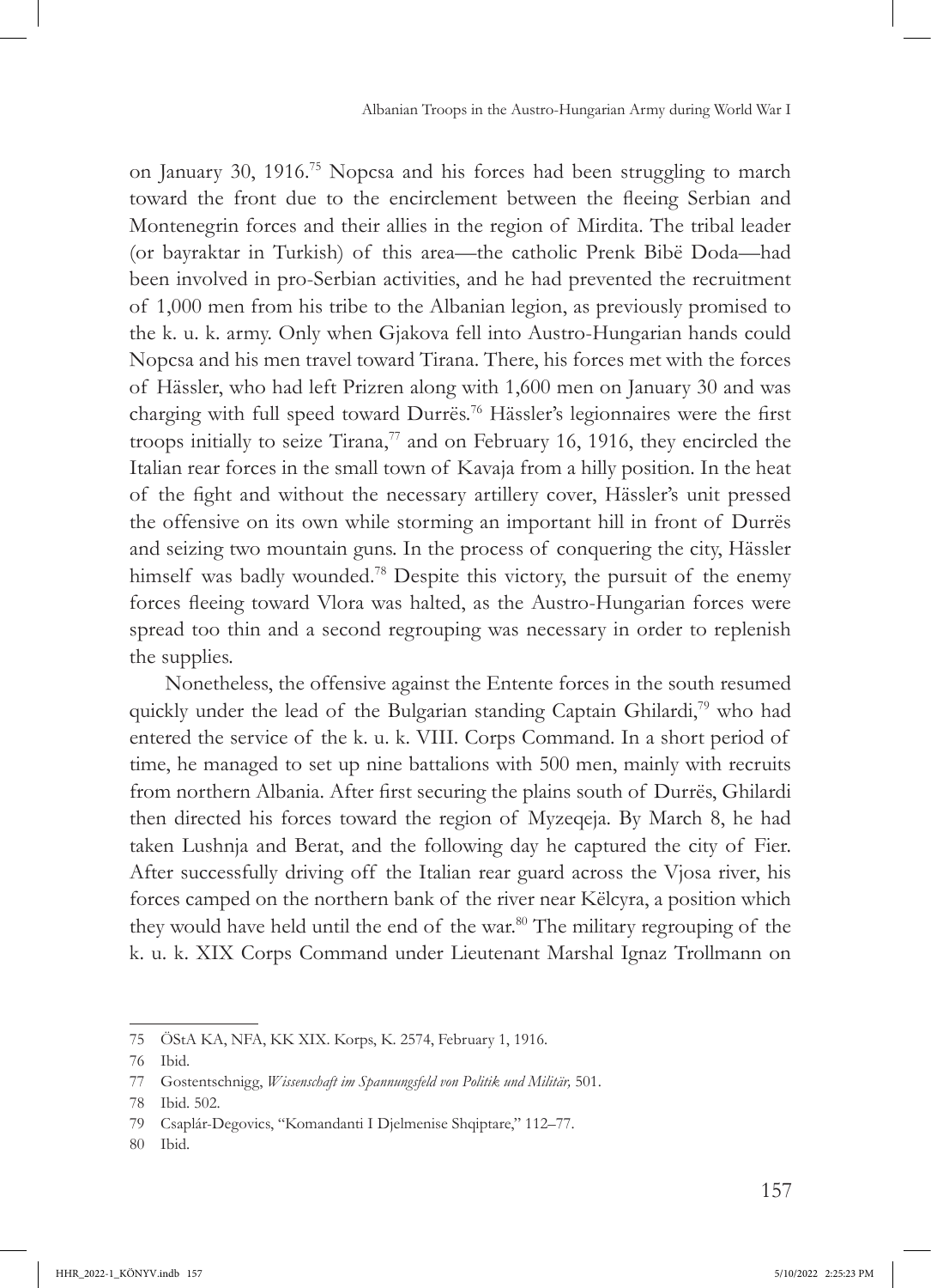on January 30, 1916.[75] Nopcsa and his forces had been struggling to march toward the front due to the encirclement between the fleeing Serbian and Montenegrin forces and their allies in the region of Mirdita. The tribal leader (or bayraktar in Turkish) of this area—the catholic Prenk Bibë Doda—had been involved in pro-Serbian activities, and he had prevented the recruitment of 1,000 men from his tribe to the Albanian legion, as previously promised to the k. u. k. army. Only when Gjakova fell into Austro-Hungarian hands could Nopcsa and his men travel toward Tirana. There, his forces met with the forces of Hässler, who had left Prizren along with 1,600 men on January 30 and was charging with full speed toward Durrës.[76] Hässler's legionnaires were the first troops initially to seize Tirana,[77] and on February 16, 1916, they encircled the Italian rear forces in the small town of Kavaja from a hilly position. In the heat of the fight and without the necessary artillery cover, Hässler's unit pressed the offensive on its own while storming an important hill in front of Durrës and seizing two mountain guns. In the process of conquering the city, Hässler himself was badly wounded.[78] Despite this victory, the pursuit of the enemy forces fleeing toward Vlora was halted, as the Austro-Hungarian forces were spread too thin and a second regrouping was necessary in order to replenish the supplies.

Nonetheless, the offensive against the Entente forces in the south resumed quickly under the lead of the Bulgarian standing Captain Ghilardi,[79] who had entered the service of the k. u. k. VIII. Corps Command. In a short period of time, he managed to set up nine battalions with 500 men, mainly with recruits from northern Albania. After first securing the plains south of Durrës, Ghilardi then directed his forces toward the region of Myzeqeja. By March 8, he had taken Lushnja and Berat, and the following day he captured the city of Fier. After successfully driving off the Italian rear guard across the Vjosa river, his forces camped on the northern bank of the river near Këlcyra, a position which they would have held until the end of the war.[80] The military regrouping of the k. u. k. XIX Corps Command under Lieutenant Marshal Ignaz Trollmann on

---

75 ÖStA KA, NFA, KK XIX. Korps, K. 2574, February 1, 1916.

76 Ibid.

77 Gostentschnigg, *Wissenschaft im Spannungsfeld von Politik und Militär,* 501.

78 Ibid. 502.

79 Csaplár-Degovics, "Komandanti I Djelmenise Shqiptare," 112–77.

80 Ibid.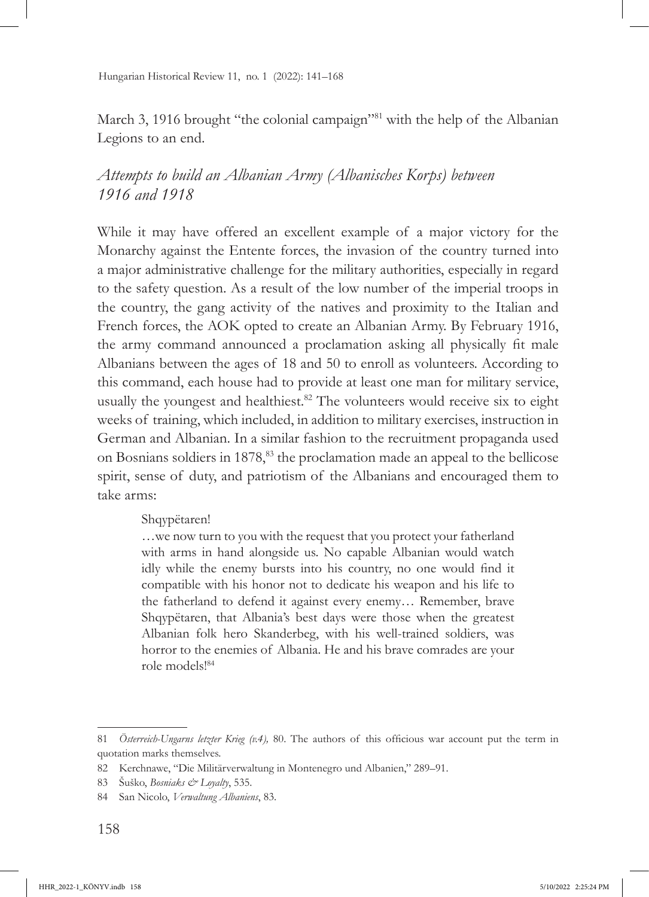March 3, 1916 brought "the colonial campaign"[81] with the help of the Albanian Legions to an end.

## *Attempts to build an Albanian Army (Albanisches Korps) between 1916 and 1918*

While it may have offered an excellent example of a major victory for the Monarchy against the Entente forces, the invasion of the country turned into a major administrative challenge for the military authorities, especially in regard to the safety question. As a result of the low number of the imperial troops in the country, the gang activity of the natives and proximity to the Italian and French forces, the AOK opted to create an Albanian Army. By February 1916, the army command announced a proclamation asking all physically fit male Albanians between the ages of 18 and 50 to enroll as volunteers. According to this command, each house had to provide at least one man for military service, usually the youngest and healthiest.[82] The volunteers would receive six to eight weeks of training, which included, in addition to military exercises, instruction in German and Albanian. In a similar fashion to the recruitment propaganda used on Bosnians soldiers in 1878,[83] the proclamation made an appeal to the bellicose spirit, sense of duty, and patriotism of the Albanians and encouraged them to take arms:

> Shqypëtaren!
>
> …we now turn to you with the request that you protect your fatherland with arms in hand alongside us. No capable Albanian would watch idly while the enemy bursts into his country, no one would find it compatible with his honor not to dedicate his weapon and his life to the fatherland to defend it against every enemy… Remember, brave Shqypëtaren, that Albania's best days were those when the greatest Albanian folk hero Skanderbeg, with his well-trained soldiers, was horror to the enemies of Albania. He and his brave comrades are your role models![84]

---

81 *Österreich-Ungarns letzter Krieg (v.4),* 80. The authors of this officious war account put the term in quotation marks themselves.

82 Kerchnawe, "Die Militärverwaltung in Montenegro und Albanien," 289–91.

83 Šuško, *Bosniaks & Loyalty*, 535.

84 San Nicolo, *Verwaltung Albaniens*, 83.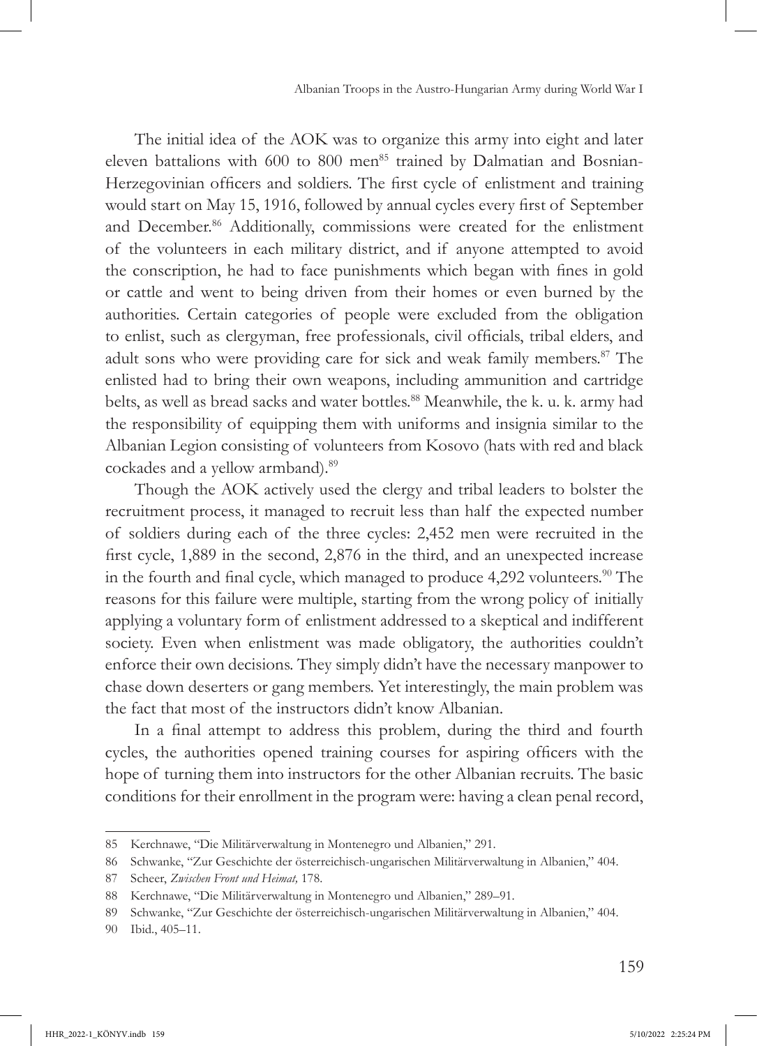The initial idea of the AOK was to organize this army into eight and later eleven battalions with 600 to 800 men[85] trained by Dalmatian and Bosnian-Herzegovinian officers and soldiers. The first cycle of enlistment and training would start on May 15, 1916, followed by annual cycles every first of September and December.[86] Additionally, commissions were created for the enlistment of the volunteers in each military district, and if anyone attempted to avoid the conscription, he had to face punishments which began with fines in gold or cattle and went to being driven from their homes or even burned by the authorities. Certain categories of people were excluded from the obligation to enlist, such as clergyman, free professionals, civil officials, tribal elders, and adult sons who were providing care for sick and weak family members.[87] The enlisted had to bring their own weapons, including ammunition and cartridge belts, as well as bread sacks and water bottles.[88] Meanwhile, the k. u. k. army had the responsibility of equipping them with uniforms and insignia similar to the Albanian Legion consisting of volunteers from Kosovo (hats with red and black cockades and a yellow armband).[89]

Though the AOK actively used the clergy and tribal leaders to bolster the recruitment process, it managed to recruit less than half the expected number of soldiers during each of the three cycles: 2,452 men were recruited in the first cycle, 1,889 in the second, 2,876 in the third, and an unexpected increase in the fourth and final cycle, which managed to produce 4,292 volunteers.[90] The reasons for this failure were multiple, starting from the wrong policy of initially applying a voluntary form of enlistment addressed to a skeptical and indifferent society. Even when enlistment was made obligatory, the authorities couldn't enforce their own decisions. They simply didn't have the necessary manpower to chase down deserters or gang members. Yet interestingly, the main problem was the fact that most of the instructors didn't know Albanian.

In a final attempt to address this problem, during the third and fourth cycles, the authorities opened training courses for aspiring officers with the hope of turning them into instructors for the other Albanian recruits. The basic conditions for their enrollment in the program were: having a clean penal record,

---

85 Kerchnawe, "Die Militärverwaltung in Montenegro und Albanien," 291.

86 Schwanke, "Zur Geschichte der österreichisch-ungarischen Militärverwaltung in Albanien," 404.

87 Scheer, *Zwischen Front und Heimat,* 178.

88 Kerchnawe, "Die Militärverwaltung in Montenegro und Albanien," 289–91.

89 Schwanke, "Zur Geschichte der österreichisch-ungarischen Militärverwaltung in Albanien," 404.

90 Ibid., 405–11.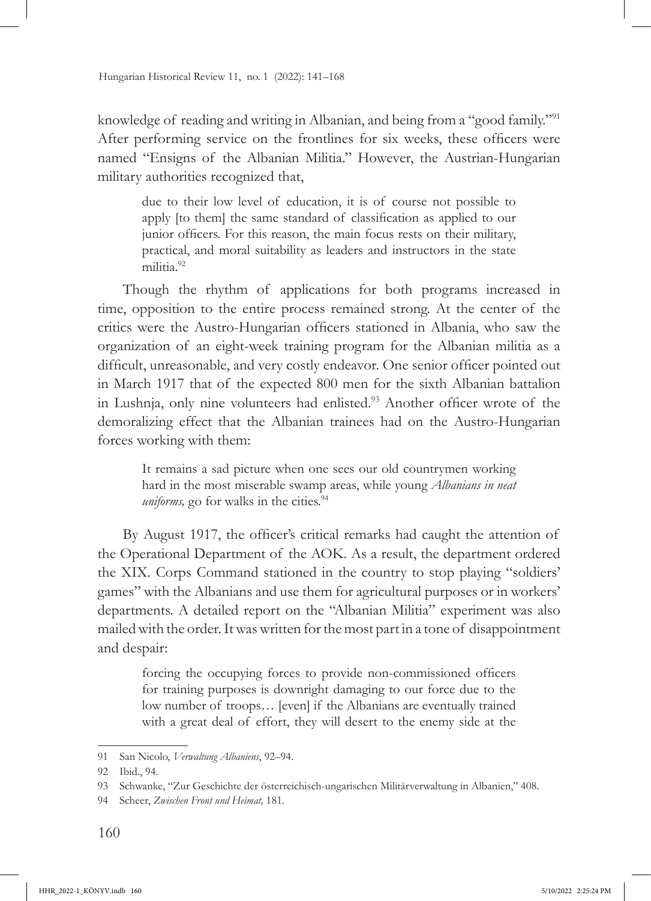knowledge of reading and writing in Albanian, and being from a "good family."[91] After performing service on the frontlines for six weeks, these officers were named "Ensigns of the Albanian Militia." However, the Austrian-Hungarian military authorities recognized that,

> due to their low level of education, it is of course not possible to apply [to them] the same standard of classification as applied to our junior officers. For this reason, the main focus rests on their military, practical, and moral suitability as leaders and instructors in the state militia.[92]

Though the rhythm of applications for both programs increased in time, opposition to the entire process remained strong. At the center of the critics were the Austro-Hungarian officers stationed in Albania, who saw the organization of an eight-week training program for the Albanian militia as a difficult, unreasonable, and very costly endeavor. One senior officer pointed out in March 1917 that of the expected 800 men for the sixth Albanian battalion in Lushnja, only nine volunteers had enlisted.[93] Another officer wrote of the demoralizing effect that the Albanian trainees had on the Austro-Hungarian forces working with them:

> It remains a sad picture when one sees our old countrymen working hard in the most miserable swamp areas, while young *Albanians in neat uniforms,* go for walks in the cities.[94]

By August 1917, the officer's critical remarks had caught the attention of the Operational Department of the AOK. As a result, the department ordered the XIX. Corps Command stationed in the country to stop playing "soldiers' games" with the Albanians and use them for agricultural purposes or in workers' departments. A detailed report on the "Albanian Militia" experiment was also mailed with the order. It was written for the most part in a tone of disappointment and despair:

> forcing the occupying forces to provide non-commissioned officers for training purposes is downright damaging to our force due to the low number of troops… [even] if the Albanians are eventually trained with a great deal of effort, they will desert to the enemy side at the

---

91 San Nicolo, *Verwaltung Albaniens*, 92–94.

92 Ibid., 94.

93 Schwanke, "Zur Geschichte der österreichisch-ungarischen Militärverwaltung in Albanien," 408.

94 Scheer, *Zwischen Front und Heimat,* 181.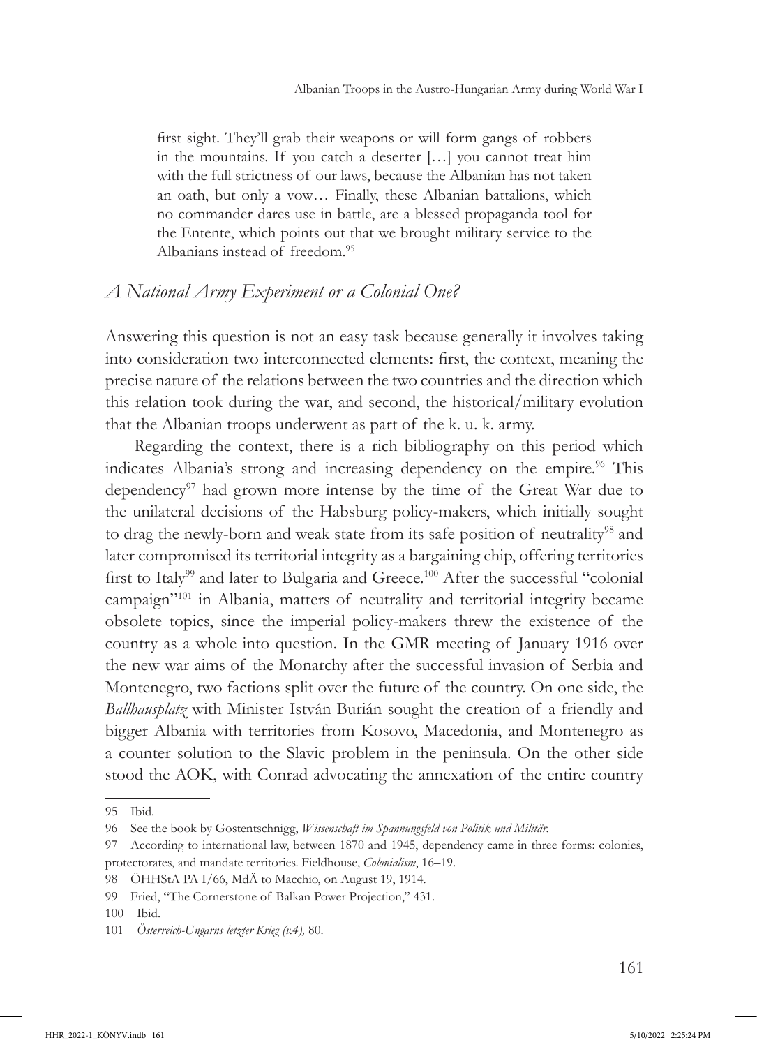first sight. They'll grab their weapons or will form gangs of robbers in the mountains. If you catch a deserter […] you cannot treat him with the full strictness of our laws, because the Albanian has not taken an oath, but only a vow… Finally, these Albanian battalions, which no commander dares use in battle, are a blessed propaganda tool for the Entente, which points out that we brought military service to the Albanians instead of freedom.[95]

## *A National Army Experiment or a Colonial One?*

Answering this question is not an easy task because generally it involves taking into consideration two interconnected elements: first, the context, meaning the precise nature of the relations between the two countries and the direction which this relation took during the war, and second, the historical/military evolution that the Albanian troops underwent as part of the k. u. k. army.

Regarding the context, there is a rich bibliography on this period which indicates Albania's strong and increasing dependency on the empire.[96] This dependency[97] had grown more intense by the time of the Great War due to the unilateral decisions of the Habsburg policy-makers, which initially sought to drag the newly-born and weak state from its safe position of neutrality[98] and later compromised its territorial integrity as a bargaining chip, offering territories first to Italy[99] and later to Bulgaria and Greece.[100] After the successful "colonial campaign"[101] in Albania, matters of neutrality and territorial integrity became obsolete topics, since the imperial policy-makers threw the existence of the country as a whole into question. In the GMR meeting of January 1916 over the new war aims of the Monarchy after the successful invasion of Serbia and Montenegro, two factions split over the future of the country. On one side, the *Ballhausplatz* with Minister István Burián sought the creation of a friendly and bigger Albania with territories from Kosovo, Macedonia, and Montenegro as a counter solution to the Slavic problem in the peninsula. On the other side stood the AOK, with Conrad advocating the annexation of the entire country

---

95 Ibid.

96 See the book by Gostentschnigg, *Wissenschaft im Spannungsfeld von Politik und Militär*.

97 According to international law, between 1870 and 1945, dependency came in three forms: colonies, protectorates, and mandate territories. Fieldhouse, *Colonialism*, 16–19.

98 ÖHHStA PA I/66, MdÄ to Macchio, on August 19, 1914.

99 Fried, "The Cornerstone of Balkan Power Projection," 431.

100 Ibid.

101 *Österreich-Ungarns letzter Krieg (v.4),* 80.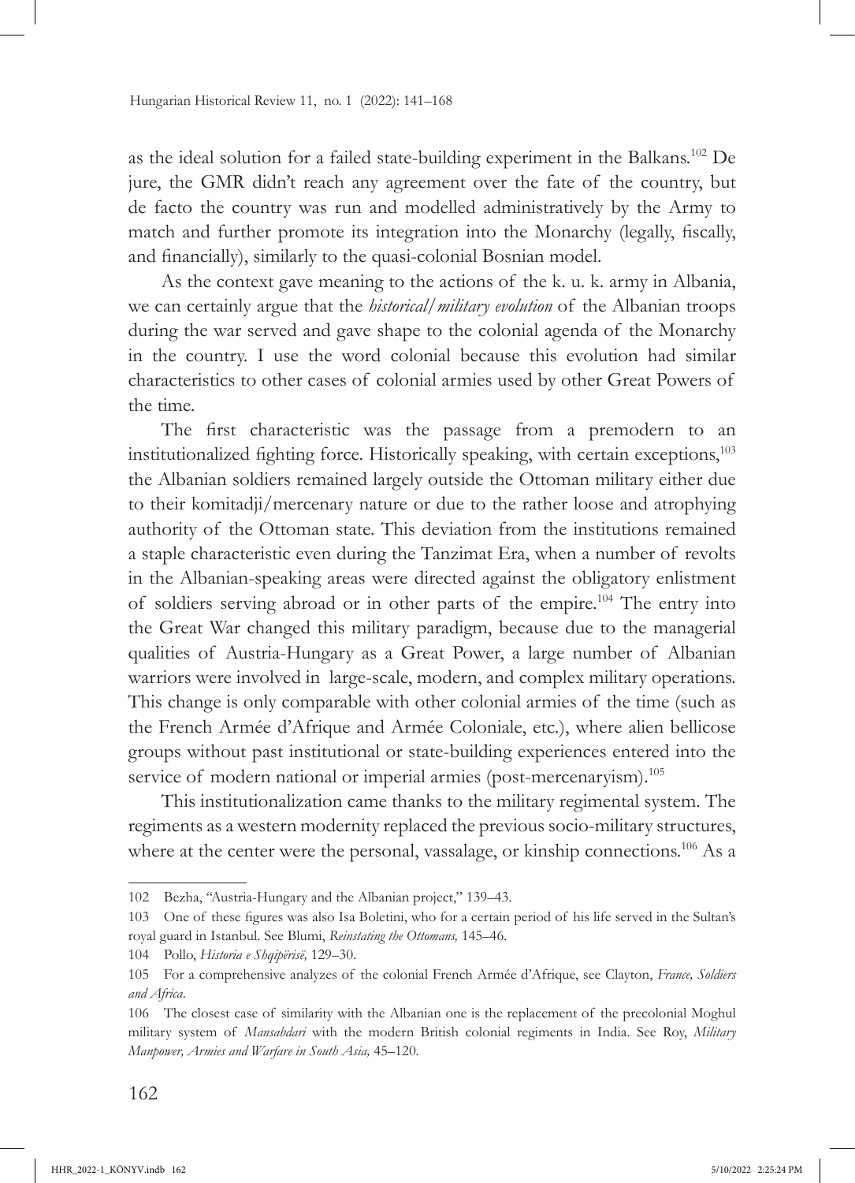as the ideal solution for a failed state-building experiment in the Balkans.[102] De jure, the GMR didn't reach any agreement over the fate of the country, but de facto the country was run and modelled administratively by the Army to match and further promote its integration into the Monarchy (legally, fiscally, and financially), similarly to the quasi-colonial Bosnian model.

As the context gave meaning to the actions of the k. u. k. army in Albania, we can certainly argue that the *historical/military evolution* of the Albanian troops during the war served and gave shape to the colonial agenda of the Monarchy in the country. I use the word colonial because this evolution had similar characteristics to other cases of colonial armies used by other Great Powers of the time.

The first characteristic was the passage from a premodern to an institutionalized fighting force. Historically speaking, with certain exceptions,[103] the Albanian soldiers remained largely outside the Ottoman military either due to their komitadji/mercenary nature or due to the rather loose and atrophying authority of the Ottoman state. This deviation from the institutions remained a staple characteristic even during the Tanzimat Era, when a number of revolts in the Albanian-speaking areas were directed against the obligatory enlistment of soldiers serving abroad or in other parts of the empire.[104] The entry into the Great War changed this military paradigm, because due to the managerial qualities of Austria-Hungary as a Great Power, a large number of Albanian warriors were involved in large-scale, modern, and complex military operations. This change is only comparable with other colonial armies of the time (such as the French Armée d'Afrique and Armée Coloniale, etc.), where alien bellicose groups without past institutional or state-building experiences entered into the service of modern national or imperial armies (post-mercenaryism).[105]

This institutionalization came thanks to the military regimental system. The regiments as a western modernity replaced the previous socio-military structures, where at the center were the personal, vassalage, or kinship connections.[106] As a

---

102 Bezha, "Austria-Hungary and the Albanian project," 139–43.

103 One of these figures was also Isa Boletini, who for a certain period of his life served in the Sultan's royal guard in Istanbul. See Blumi, *Reinstating the Ottomans,* 145–46.

104 Pollo, *Historia e Shqipërisë,* 129–30.

105 For a comprehensive analyzes of the colonial French Armée d'Afrique, see Clayton, *France, Soldiers and Africa*.

106 The closest case of similarity with the Albanian one is the replacement of the precolonial Moghul military system of *Mansabdari* with the modern British colonial regiments in India. See Roy, *Military Manpower, Armies and Warfare in South Asia,* 45–120.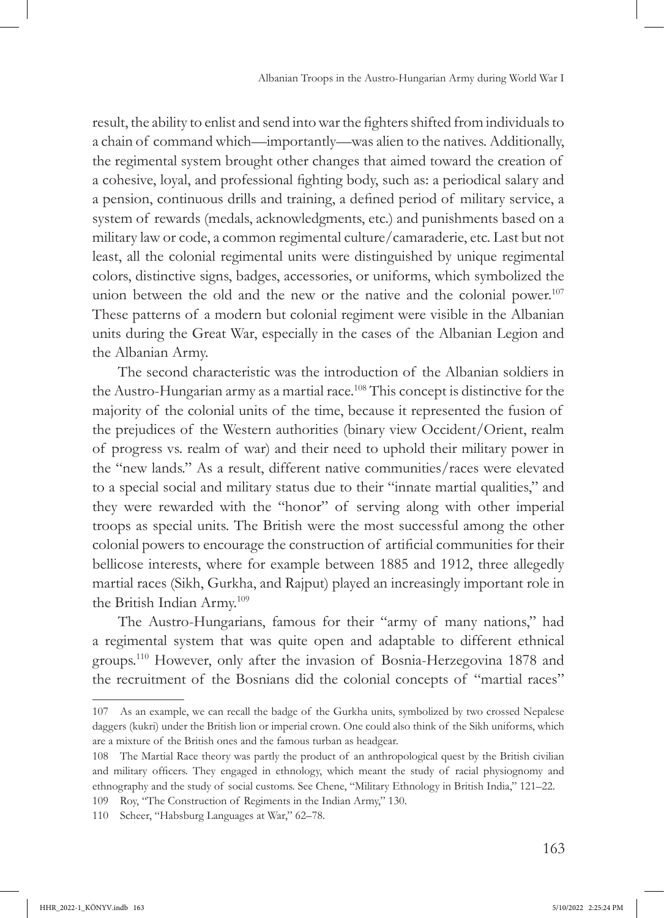result, the ability to enlist and send into war the fighters shifted from individuals to a chain of command which—importantly—was alien to the natives. Additionally, the regimental system brought other changes that aimed toward the creation of a cohesive, loyal, and professional fighting body, such as: a periodical salary and a pension, continuous drills and training, a defined period of military service, a system of rewards (medals, acknowledgments, etc.) and punishments based on a military law or code, a common regimental culture/camaraderie, etc. Last but not least, all the colonial regimental units were distinguished by unique regimental colors, distinctive signs, badges, accessories, or uniforms, which symbolized the union between the old and the new or the native and the colonial power.[107] These patterns of a modern but colonial regiment were visible in the Albanian units during the Great War, especially in the cases of the Albanian Legion and the Albanian Army.

The second characteristic was the introduction of the Albanian soldiers in the Austro-Hungarian army as a martial race.[108] This concept is distinctive for the majority of the colonial units of the time, because it represented the fusion of the prejudices of the Western authorities (binary view Occident/Orient, realm of progress vs. realm of war) and their need to uphold their military power in the "new lands." As a result, different native communities/races were elevated to a special social and military status due to their "innate martial qualities," and they were rewarded with the "honor" of serving along with other imperial troops as special units. The British were the most successful among the other colonial powers to encourage the construction of artificial communities for their bellicose interests, where for example between 1885 and 1912, three allegedly martial races (Sikh, Gurkha, and Rajput) played an increasingly important role in the British Indian Army.[109]

The Austro-Hungarians, famous for their "army of many nations," had a regimental system that was quite open and adaptable to different ethnical groups.[110] However, only after the invasion of Bosnia-Herzegovina 1878 and the recruitment of the Bosnians did the colonial concepts of "martial races"

---

107 As an example, we can recall the badge of the Gurkha units, symbolized by two crossed Nepalese daggers (kukri) under the British lion or imperial crown. One could also think of the Sikh uniforms, which are a mixture of the British ones and the famous turban as headgear.

108 The Martial Race theory was partly the product of an anthropological quest by the British civilian and military officers. They engaged in ethnology, which meant the study of racial physiognomy and ethnography and the study of social customs. See Chene, "Military Ethnology in British India," 121–22.

109 Roy, "The Construction of Regiments in the Indian Army," 130.

110 Scheer, "Habsburg Languages at War," 62–78.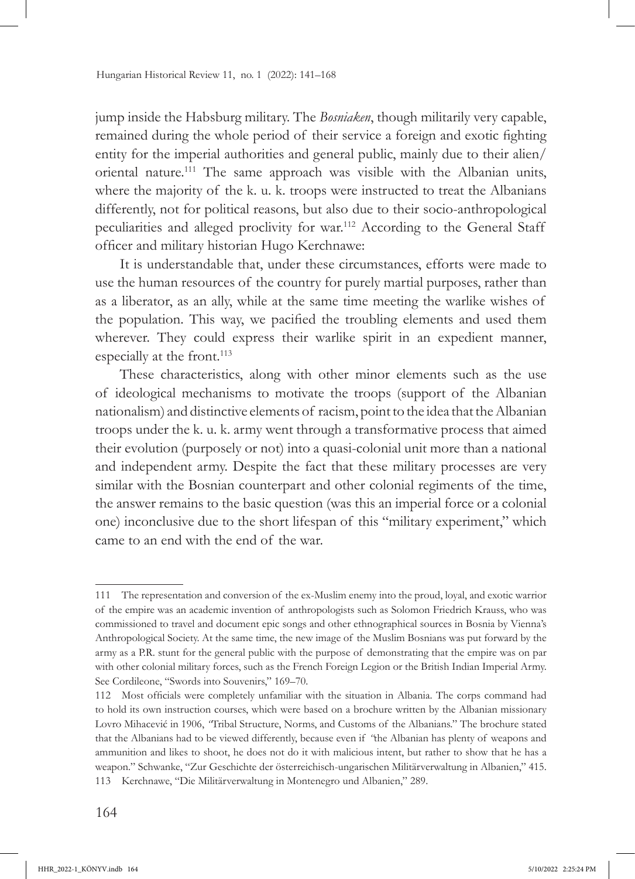jump inside the Habsburg military. The *Bosniaken*, though militarily very capable, remained during the whole period of their service a foreign and exotic fighting entity for the imperial authorities and general public, mainly due to their alien/oriental nature.[111] The same approach was visible with the Albanian units, where the majority of the k. u. k. troops were instructed to treat the Albanians differently, not for political reasons, but also due to their socio-anthropological peculiarities and alleged proclivity for war.[112] According to the General Staff officer and military historian Hugo Kerchnawe:

> It is understandable that, under these circumstances, efforts were made to use the human resources of the country for purely martial purposes, rather than as a liberator, as an ally, while at the same time meeting the warlike wishes of the population. This way, we pacified the troubling elements and used them wherever. They could express their warlike spirit in an expedient manner, especially at the front.[113]

These characteristics, along with other minor elements such as the use of ideological mechanisms to motivate the troops (support of the Albanian nationalism) and distinctive elements of racism, point to the idea that the Albanian troops under the k. u. k. army went through a transformative process that aimed their evolution (purposely or not) into a quasi-colonial unit more than a national and independent army. Despite the fact that these military processes are very similar with the Bosnian counterpart and other colonial regiments of the time, the answer remains to the basic question (was this an imperial force or a colonial one) inconclusive due to the short lifespan of this "military experiment," which came to an end with the end of the war.

---

111 The representation and conversion of the ex-Muslim enemy into the proud, loyal, and exotic warrior of the empire was an academic invention of anthropologists such as Solomon Friedrich Krauss, who was commissioned to travel and document epic songs and other ethnographical sources in Bosnia by Vienna's Anthropological Society. At the same time, the new image of the Muslim Bosnians was put forward by the army as a P.R. stunt for the general public with the purpose of demonstrating that the empire was on par with other colonial military forces, such as the French Foreign Legion or the British Indian Imperial Army. See Cordileone, "Swords into Souvenirs," 169–70.

112 Most officials were completely unfamiliar with the situation in Albania. The corps command had to hold its own instruction courses, which were based on a brochure written by the Albanian missionary Lovro Mihacević in 1906, "Tribal Structure, Norms, and Customs of the Albanians." The brochure stated that the Albanians had to be viewed differently, because even if "the Albanian has plenty of weapons and ammunition and likes to shoot, he does not do it with malicious intent, but rather to show that he has a weapon." Schwanke, "Zur Geschichte der österreichisch-ungarischen Militärverwaltung in Albanien," 415.

113 Kerchnawe, "Die Militärverwaltung in Montenegro und Albanien," 289.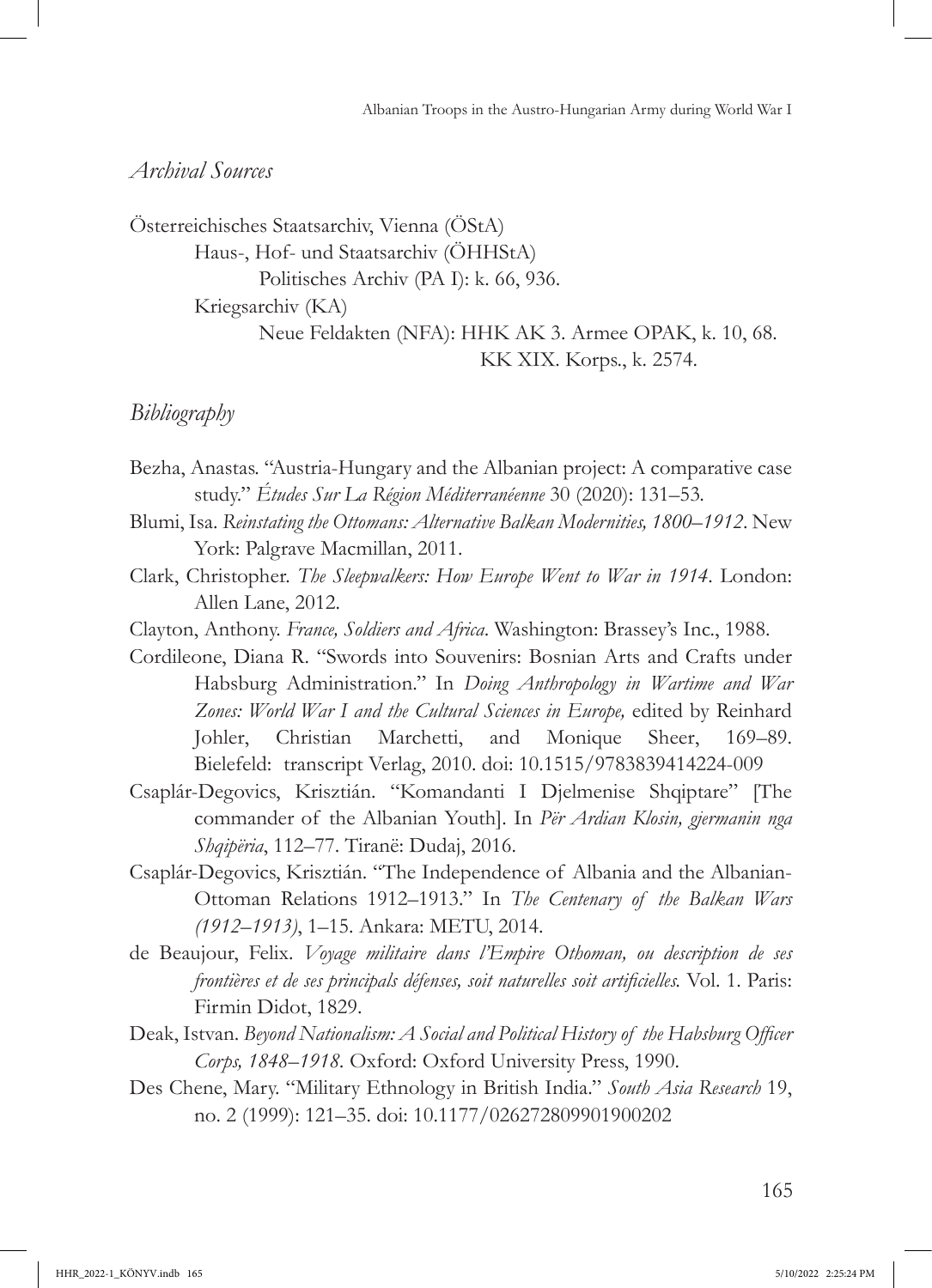## *Archival Sources*

Österreichisches Staatsarchiv, Vienna (ÖStA)

Haus-, Hof- und Staatsarchiv (ÖHHStA)

Politisches Archiv (PA I): k. 66, 936.

Kriegsarchiv (KA)

Neue Feldakten (NFA): HHK AK 3. Armee OPAK, k. 10, 68.

KK XIX. Korps., k. 2574.

## *Bibliography*

Bezha, Anastas. "Austria-Hungary and the Albanian project: A comparative case study." *Études Sur La Région Méditerranéenne* 30 (2020): 131–53.

Blumi, Isa. *Reinstating the Ottomans: Alternative Balkan Modernities, 1800–1912*. New York: Palgrave Macmillan, 2011.

Clark, Christopher. *The Sleepwalkers: How Europe Went to War in 1914*. London: Allen Lane, 2012.

Clayton, Anthony. *France, Soldiers and Africa*. Washington: Brassey's Inc., 1988.

Cordileone, Diana R. "Swords into Souvenirs: Bosnian Arts and Crafts under Habsburg Administration." In *Doing Anthropology in Wartime and War Zones: World War I and the Cultural Sciences in Europe,* edited by Reinhard Johler, Christian Marchetti, and Monique Sheer, 169–89. Bielefeld: transcript Verlag, 2010. doi: 10.1515/9783839414224-009

Csaplár-Degovics, Krisztián. "Komandanti I Djelmenise Shqiptare" [The commander of the Albanian Youth]. In *Për Ardian Klosin, gjermanin nga Shqipëria*, 112–77. Tiranë: Dudaj, 2016.

Csaplár-Degovics, Krisztián. "The Independence of Albania and the Albanian-Ottoman Relations 1912–1913." In *The Centenary of the Balkan Wars (1912–1913)*, 1–15. Ankara: METU, 2014.

de Beaujour, Felix. *Voyage militaire dans l'Empire Othoman, ou description de ses frontières et de ses principals défenses, soit naturelles soit artificielles.* Vol. 1. Paris: Firmin Didot, 1829.

Deak, Istvan. *Beyond Nationalism: A Social and Political History of the Habsburg Officer Corps, 1848–1918.* Oxford: Oxford University Press, 1990.

Des Chene, Mary. "Military Ethnology in British India." *South Asia Research* 19, no. 2 (1999): 121–35. doi: 10.1177/026272809901900202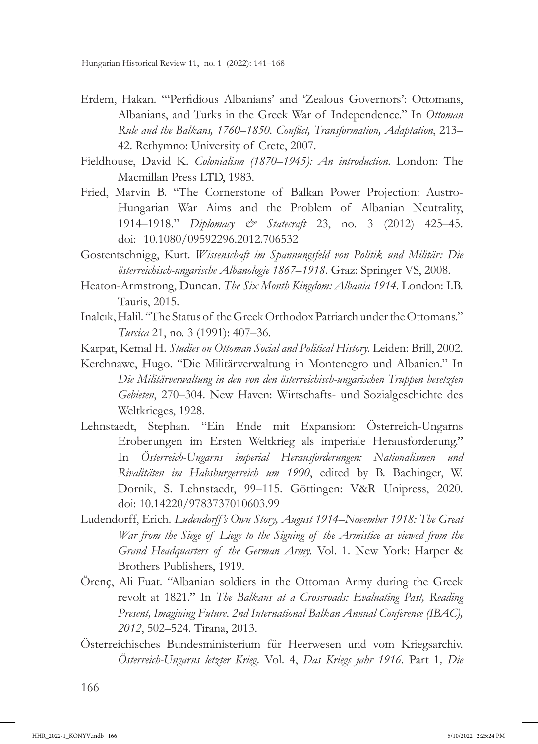Erdem, Hakan. "'Perfidious Albanians' and 'Zealous Governors': Ottomans, Albanians, and Turks in the Greek War of Independence." In *Ottoman Rule and the Balkans, 1760–1850. Conflict, Transformation, Adaptation*, 213–42. Rethymno: University of Crete, 2007.

Fieldhouse, David K. *Colonialism (1870–1945): An introduction*. London: The Macmillan Press LTD, 1983.

Fried, Marvin B. "The Cornerstone of Balkan Power Projection: Austro-Hungarian War Aims and the Problem of Albanian Neutrality, 1914–1918." *Diplomacy & Statecraft* 23, no. 3 (2012) 425–45. doi: 10.1080/09592296.2012.706532

Gostentschnigg, Kurt. *Wissenschaft im Spannungsfeld von Politik und Militär: Die österreichisch-ungarische Albanologie 1867–1918*. Graz: Springer VS, 2008.

Heaton-Armstrong, Duncan. *The Six Month Kingdom: Albania 1914*. London: I.B. Tauris, 2015.

Inalcık, Halil. "The Status of the Greek Orthodox Patriarch under the Ottomans." *Turcica* 21, no. 3 (1991): 407–36.

Karpat, Kemal H. *Studies on Ottoman Social and Political History.* Leiden: Brill, 2002.

Kerchnawe, Hugo. "Die Militärverwaltung in Montenegro und Albanien." In *Die Militärverwaltung in den von den österreichisch-ungarischen Truppen besetzten Gebieten*, 270–304. New Haven: Wirtschafts- und Sozialgeschichte des Weltkrieges, 1928.

Lehnstaedt, Stephan. "Ein Ende mit Expansion: Österreich-Ungarns Eroberungen im Ersten Weltkrieg als imperiale Herausforderung." In *Österreich-Ungarns imperial Herausforderungen: Nationalismen und Rivalitäten im Habsburgerreich um 1900*, edited by B. Bachinger, W. Dornik, S. Lehnstaedt, 99–115. Göttingen: V&R Unipress, 2020. doi: 10.14220/9783737010603.99

Ludendorff, Erich. *Ludendorff's Own Story, August 1914–November 1918: The Great War from the Siege of Liege to the Signing of the Armistice as viewed from the Grand Headquarters of the German Army.* Vol. 1. New York: Harper & Brothers Publishers, 1919.

Örenç, Ali Fuat. "Albanian soldiers in the Ottoman Army during the Greek revolt at 1821." In *The Balkans at a Crossroads: Evaluating Past, Reading Present, Imagining Future. 2nd International Balkan Annual Conference (IBAC), 2012*, 502–524. Tirana, 2013.

Österreichisches Bundesministerium für Heerwesen und vom Kriegsarchiv. *Österreich-Ungarns letzter Krieg.* Vol. 4, *Das Kriegs jahr 1916*. Part 1*, Die*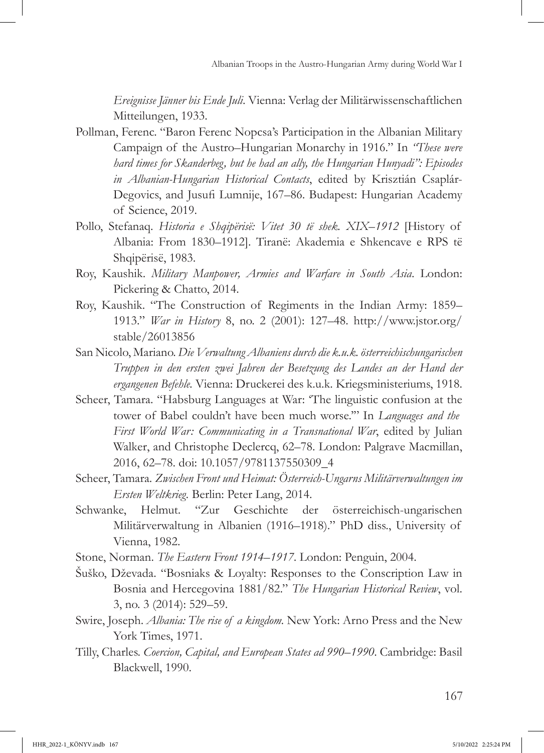*Ereignisse Jänner bis Ende Juli*. Vienna: Verlag der Militärwissenschaftlichen Mitteilungen, 1933.

Pollman, Ferenc. "Baron Ferenc Nopcsa's Participation in the Albanian Military Campaign of the Austro–Hungarian Monarchy in 1916." In *"These were hard times for Skanderbeg, but he had an ally, the Hungarian Hunyadi": Episodes in Albanian-Hungarian Historical Contacts*, edited by Krisztián Csaplár-Degovics, and Jusufi Lumnije, 167–86. Budapest: Hungarian Academy of Science, 2019.

Pollo, Stefanaq. *Historia e Shqipërisë: Vitet 30 të shek. XIX–1912* [History of Albania: From 1830–1912]. Tiranë: Akademia e Shkencave e RPS të Shqipërisë, 1983.

Roy, Kaushik. *Military Manpower, Armies and Warfare in South Asia*. London: Pickering & Chatto, 2014.

Roy, Kaushik. "The Construction of Regiments in the Indian Army: 1859–1913." *War in History* 8, no. 2 (2001): 127–48. http://www.jstor.org/stable/26013856

San Nicolo, Mariano. *Die Verwaltung Albaniens durch die k.u.k. österreichischungarischen Truppen in den ersten zwei Jahren der Besetzung des Landes an der Hand der ergangenen Befehle.* Vienna: Druckerei des k.u.k. Kriegsministeriums, 1918.

Scheer, Tamara. "Habsburg Languages at War: 'The linguistic confusion at the tower of Babel couldn't have been much worse.'" In *Languages and the First World War: Communicating in a Transnational War*, edited by Julian Walker, and Christophe Declercq, 62–78. London: Palgrave Macmillan, 2016, 62–78. doi: 10.1057/9781137550309_4

Scheer, Tamara. *Zwischen Front und Heimat: Österreich-Ungarns Militärverwaltungen im Ersten Weltkrieg*. Berlin: Peter Lang, 2014.

Schwanke, Helmut. "Zur Geschichte der österreichisch-ungarischen Militärverwaltung in Albanien (1916–1918)." PhD diss., University of Vienna, 1982.

Stone, Norman. *The Eastern Front 1914–1917*. London: Penguin, 2004.

Šuško, Dževada. "Bosniaks & Loyalty: Responses to the Conscription Law in Bosnia and Hercegovina 1881/82." *The Hungarian Historical Review*, vol. 3, no. 3 (2014): 529–59.

Swire, Joseph. *Albania: The rise of a kingdom.* New York: Arno Press and the New York Times, 1971.

Tilly, Charles. *Coercion, Capital, and European States ad 990–1990*. Cambridge: Basil Blackwell, 1990.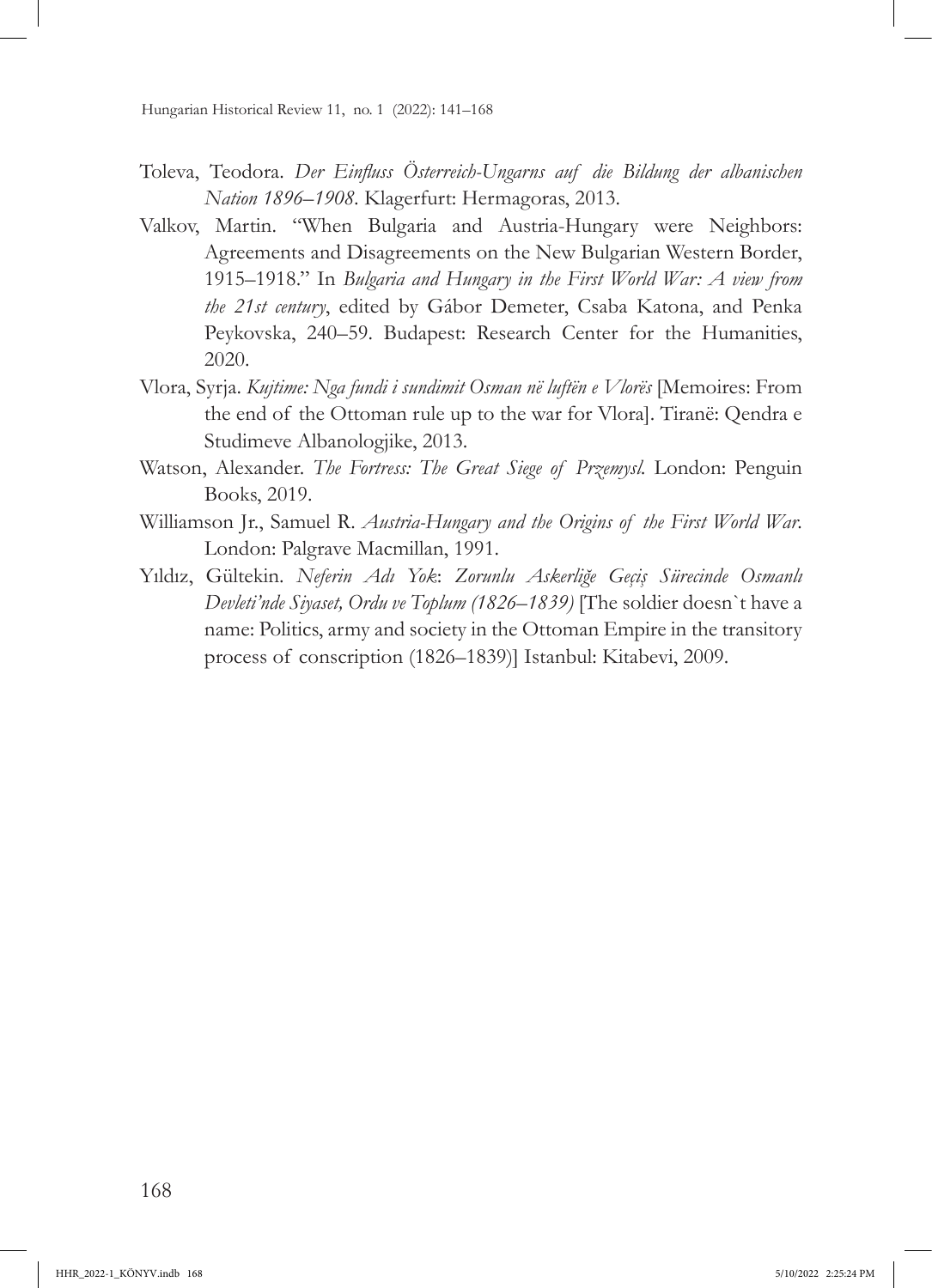Toleva, Teodora. *Der Einfluss Österreich-Ungarns auf die Bildung der albanischen Nation 1896–1908*. Klagerfurt: Hermagoras, 2013.

Valkov, Martin. "When Bulgaria and Austria-Hungary were Neighbors: Agreements and Disagreements on the New Bulgarian Western Border, 1915–1918." In *Bulgaria and Hungary in the First World War: A view from the 21st century*, edited by Gábor Demeter, Csaba Katona, and Penka Peykovska, 240–59. Budapest: Research Center for the Humanities, 2020.

Vlora, Syrja. *Kujtime: Nga fundi i sundimit Osman në luftën e Vlorës* [Memoires: From the end of the Ottoman rule up to the war for Vlora]. Tiranë: Qendra e Studimeve Albanologjike, 2013.

Watson, Alexander. *The Fortress: The Great Siege of Przemysl*. London: Penguin Books, 2019.

Williamson Jr., Samuel R. *Austria-Hungary and the Origins of the First World War*. London: Palgrave Macmillan, 1991.

Yıldız, Gültekin. *Neferin Adı Yok*: *Zorunlu Askerliğe Geçiş Sürecinde Osmanlı Devleti'nde Siyaset, Ordu ve Toplum (1826–1839)* [The soldier doesn`t have a name: Politics, army and society in the Ottoman Empire in the transitory process of conscription (1826–1839)] Istanbul: Kitabevi, 2009.